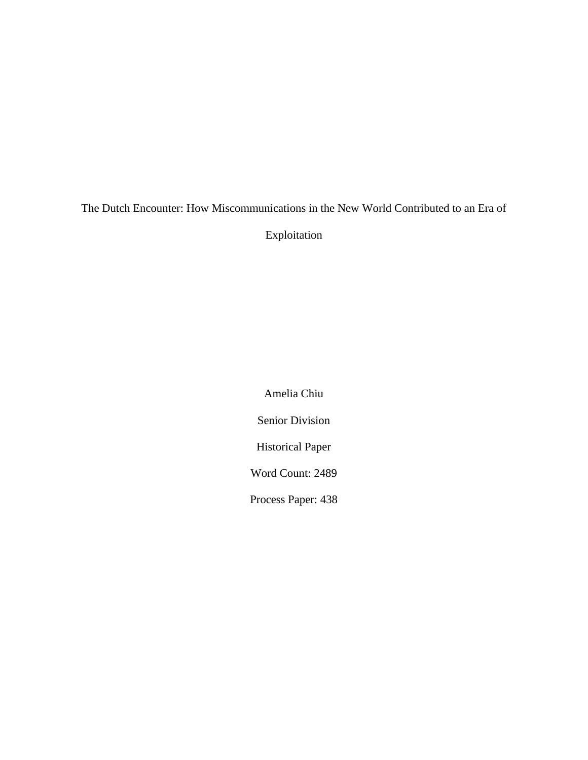# The Dutch Encounter: How Miscommunications in the New World Contributed to an Era of Exploitation

Amelia Chiu

Senior Division

Historical Paper

Word Count: 2489

Process Paper: 438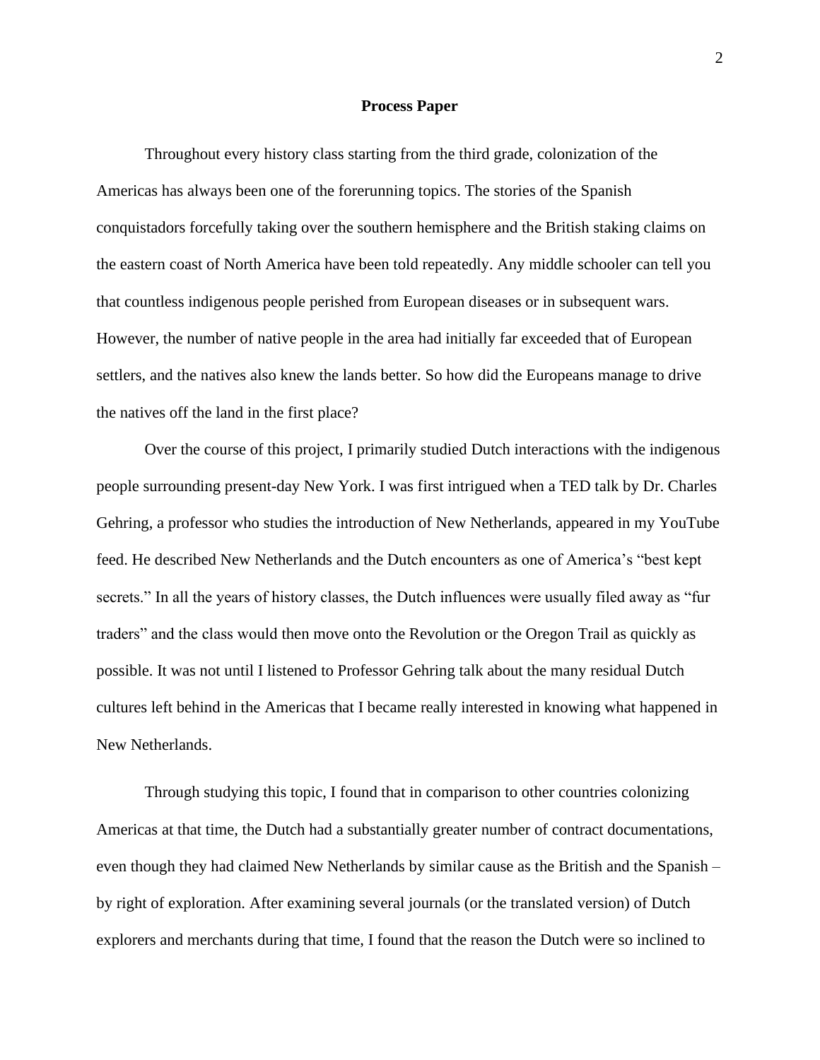## Process Paper

Throughout every history class starting from the third grade, colonization of the Americas has always been one of the forerunning topics. The stories of the Spanish conquistadors forcefully taking over the southern hemisphere and the British staking claims on the eastern coast of North America have been told repeatedly. Any middle schooler can tell you that countless indigenous people perished from European diseases or in subsequent wars. However, the number of native people in the area had initially far exceeded that of European settlers, and the natives also knew the lands better. So how did the Europeans manage to drive the natives off the land in the first place?

Over the course of this project, I primarily studied Dutch interactions with the indigenous people surrounding present-day New York. I was first intrigued when a TED talk by Dr. Charles Gehring, a professor who studies the introduction of New Netherlands, appeared in my YouTube feed. He described New Netherlands and the Dutch encounters as one of America's "best kept secrets." In all the years of history classes, the Dutch influences were usually filed away as "fur traders" and the class would then move onto the Revolution or the Oregon Trail as quickly as possible. It was not until I listened to Professor Gehring talk about the many residual Dutch cultures left behind in the Americas that I became really interested in knowing what happened in New Netherlands.

Through studying this topic, I found that in comparison to other countries colonizing Americas at that time, the Dutch had a substantially greater number of contract documentations, even though they had claimed New Netherlands by similar cause as the British and the Spanish – by right of exploration. After examining several journals (or the translated version) of Dutch explorers and merchants during that time, I found that the reason the Dutch were so inclined to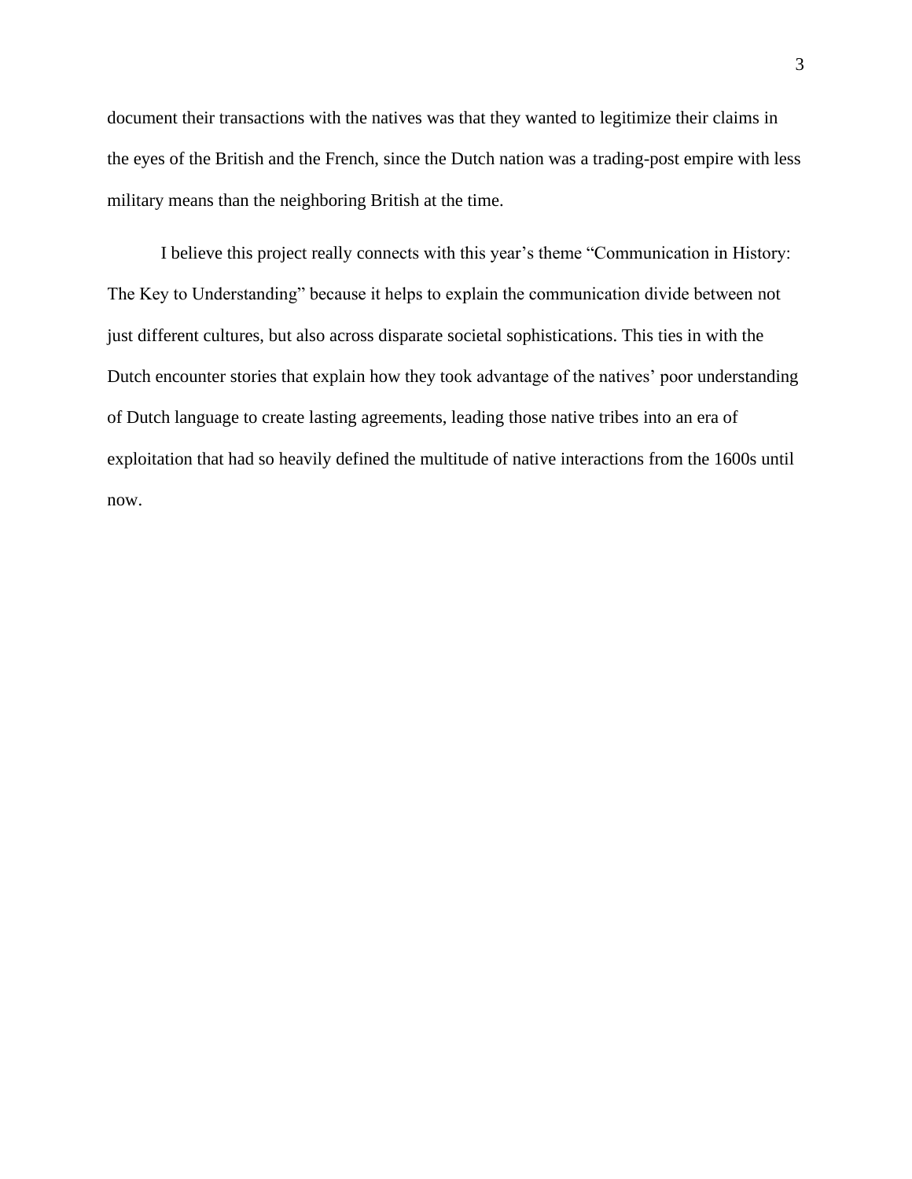document their transactions with the natives was that they wanted to legitimize their claims in the eyes of the British and the French, since the Dutch nation was a trading-post empire with less military means than the neighboring British at the time.

I believe this project really connects with this year's theme "Communication in History: The Key to Understanding" because it helps to explain the communication divide between not just different cultures, but also across disparate societal sophistications. This ties in with the Dutch encounter stories that explain how they took advantage of the natives' poor understanding of Dutch language to create lasting agreements, leading those native tribes into an era of exploitation that had so heavily defined the multitude of native interactions from the 1600s until now.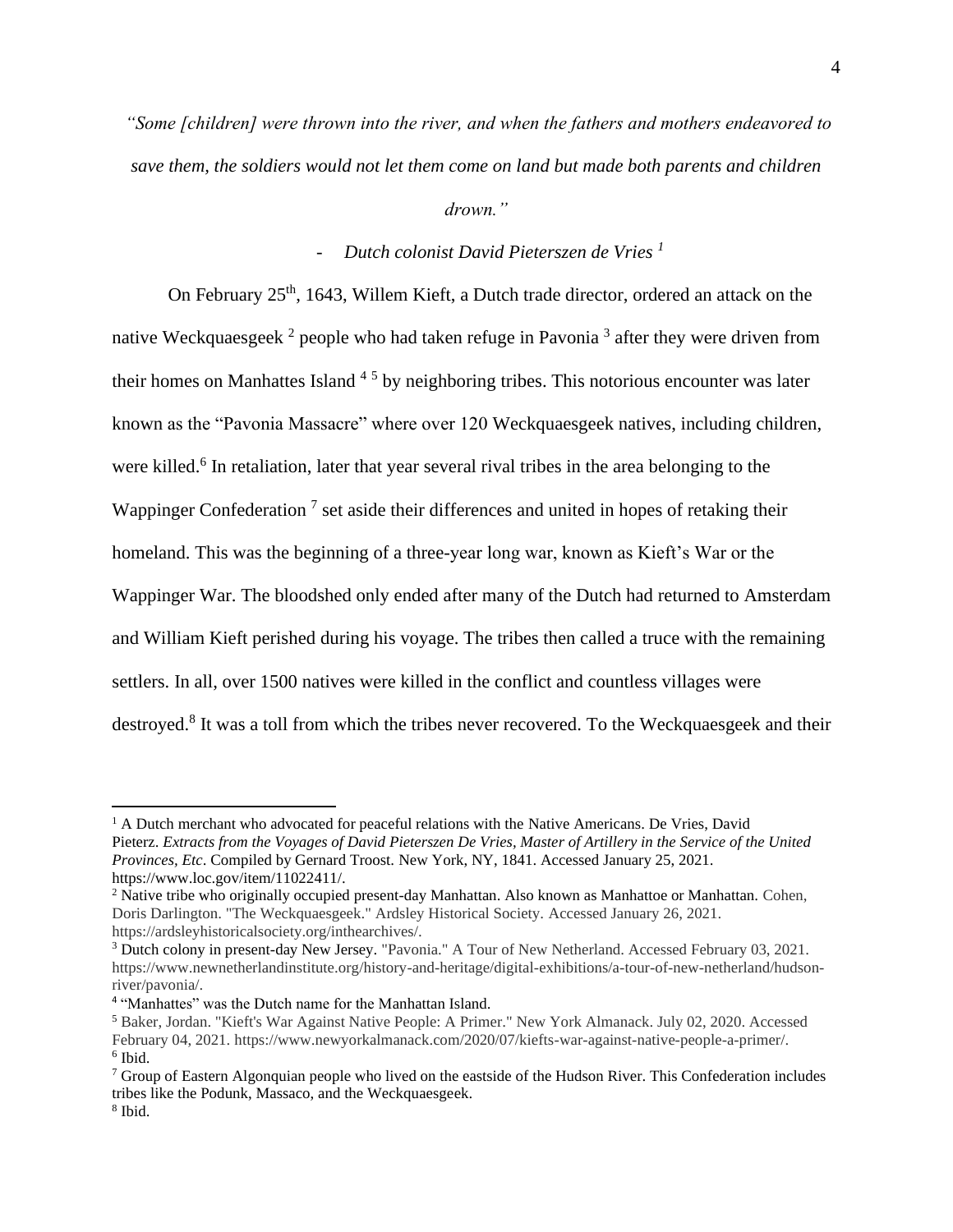*"Some [children] were thrown into the river, and when the fathers and mothers endeavored to save them, the soldiers would not let them come on land but made both parents and children drown."*

- *Dutch colonist David Pieterszen de Vries [1]*

On February 25th, 1643, Willem Kieft, a Dutch trade director, ordered an attack on the native Weckquaesgeek [2] people who had taken refuge in Pavonia [3] after they were driven from their homes on Manhattes Island [4] [5] by neighboring tribes. This notorious encounter was later known as the "Pavonia Massacre" where over 120 Weckquaesgeek natives, including children, were killed.[6] In retaliation, later that year several rival tribes in the area belonging to the Wappinger Confederation [7] set aside their differences and united in hopes of retaking their homeland. This was the beginning of a three-year long war, known as Kieft's War or the Wappinger War. The bloodshed only ended after many of the Dutch had returned to Amsterdam and William Kieft perished during his voyage. The tribes then called a truce with the remaining settlers. In all, over 1500 natives were killed in the conflict and countless villages were destroyed.[8] It was a toll from which the tribes never recovered. To the Weckquaesgeek and their

---

[1] A Dutch merchant who advocated for peaceful relations with the Native Americans. De Vries, David Pieterz. *Extracts from the Voyages of David Pieterszen De Vries, Master of Artillery in the Service of the United Provinces, Etc*. Compiled by Gernard Troost. New York, NY, 1841. Accessed January 25, 2021. https://www.loc.gov/item/11022411/.

[2] Native tribe who originally occupied present-day Manhattan. Also known as Manhattoe or Manhattan. Cohen, Doris Darlington. "The Weckquaesgeek." Ardsley Historical Society. Accessed January 26, 2021. https://ardsleyhistoricalsociety.org/inthearchives/.

[3] Dutch colony in present-day New Jersey. "Pavonia." A Tour of New Netherland. Accessed February 03, 2021. https://www.newnetherlandinstitute.org/history-and-heritage/digital-exhibitions/a-tour-of-new-netherland/hudson-river/pavonia/.

[4] "Manhattes" was the Dutch name for the Manhattan Island.

[5] Baker, Jordan. "Kieft's War Against Native People: A Primer." New York Almanack. July 02, 2020. Accessed February 04, 2021. https://www.newyorkalmanack.com/2020/07/kiefts-war-against-native-people-a-primer/.

[6] Ibid.

[7] Group of Eastern Algonquian people who lived on the eastside of the Hudson River. This Confederation includes tribes like the Podunk, Massaco, and the Weckquaesgeek.

[8] Ibid.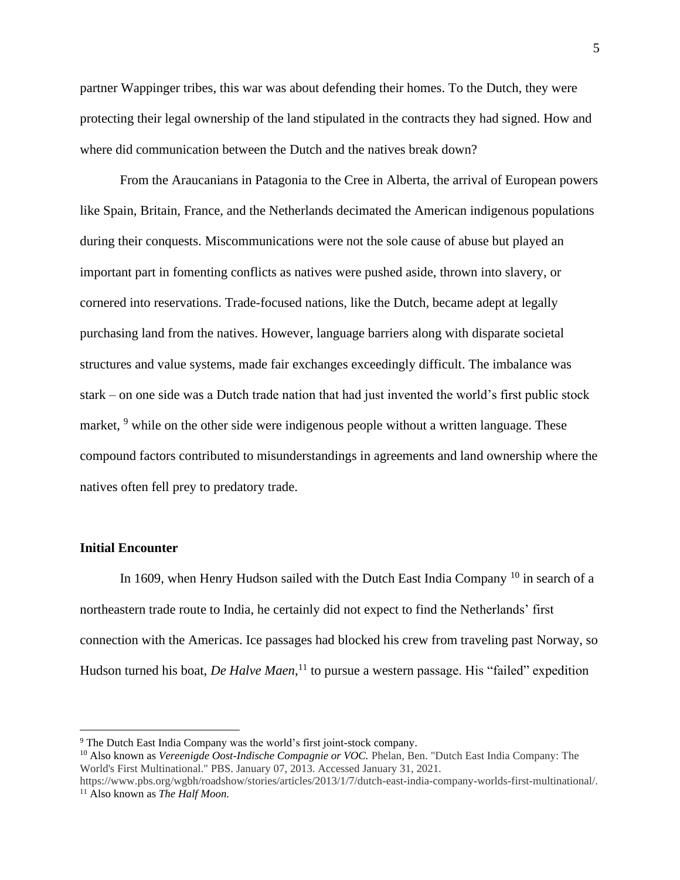partner Wappinger tribes, this war was about defending their homes. To the Dutch, they were protecting their legal ownership of the land stipulated in the contracts they had signed. How and where did communication between the Dutch and the natives break down?

From the Araucanians in Patagonia to the Cree in Alberta, the arrival of European powers like Spain, Britain, France, and the Netherlands decimated the American indigenous populations during their conquests. Miscommunications were not the sole cause of abuse but played an important part in fomenting conflicts as natives were pushed aside, thrown into slavery, or cornered into reservations. Trade-focused nations, like the Dutch, became adept at legally purchasing land from the natives. However, language barriers along with disparate societal structures and value systems, made fair exchanges exceedingly difficult. The imbalance was stark – on one side was a Dutch trade nation that had just invented the world's first public stock market, [9] while on the other side were indigenous people without a written language. These compound factors contributed to misunderstandings in agreements and land ownership where the natives often fell prey to predatory trade.

### Initial Encounter

In 1609, when Henry Hudson sailed with the Dutch East India Company [10] in search of a northeastern trade route to India, he certainly did not expect to find the Netherlands' first connection with the Americas. Ice passages had blocked his crew from traveling past Norway, so Hudson turned his boat, *De Halve Maen*,[11] to pursue a western passage. His "failed" expedition

---

[9] The Dutch East India Company was the world's first joint-stock company.

[10] Also known as *Vereenigde Oost-Indische Compagnie or VOC.* Phelan, Ben. "Dutch East India Company: The World's First Multinational." PBS. January 07, 2013. Accessed January 31, 2021. https://www.pbs.org/wgbh/roadshow/stories/articles/2013/1/7/dutch-east-india-company-worlds-first-multinational/.

[11] Also known as *The Half Moon.*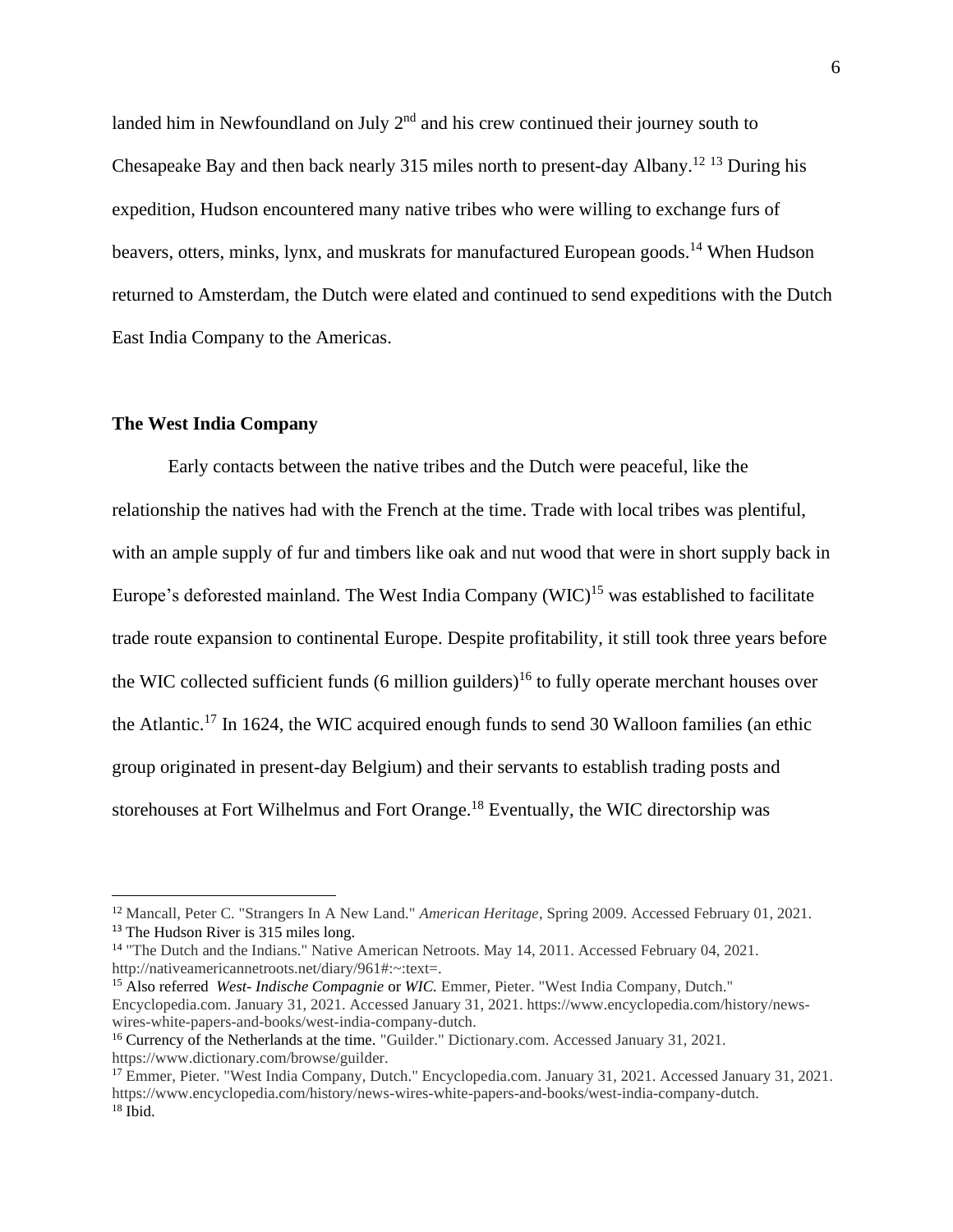landed him in Newfoundland on July 2nd and his crew continued their journey south to Chesapeake Bay and then back nearly 315 miles north to present-day Albany.[12] [13] During his expedition, Hudson encountered many native tribes who were willing to exchange furs of beavers, otters, minks, lynx, and muskrats for manufactured European goods.[14] When Hudson returned to Amsterdam, the Dutch were elated and continued to send expeditions with the Dutch East India Company to the Americas.

**The West India Company**

Early contacts between the native tribes and the Dutch were peaceful, like the relationship the natives had with the French at the time. Trade with local tribes was plentiful, with an ample supply of fur and timbers like oak and nut wood that were in short supply back in Europe's deforested mainland. The West India Company (WIC)[15] was established to facilitate trade route expansion to continental Europe. Despite profitability, it still took three years before the WIC collected sufficient funds (6 million guilders)[16] to fully operate merchant houses over the Atlantic.[17] In 1624, the WIC acquired enough funds to send 30 Walloon families (an ethic group originated in present-day Belgium) and their servants to establish trading posts and storehouses at Fort Wilhelmus and Fort Orange.[18] Eventually, the WIC directorship was

---

[12] Mancall, Peter C. "Strangers In A New Land." *American Heritage*, Spring 2009. Accessed February 01, 2021.

[13] The Hudson River is 315 miles long.

[14] "The Dutch and the Indians." Native American Netroots. May 14, 2011. Accessed February 04, 2021. http://nativeamericannetroots.net/diary/961#:~:text=.

[15] Also referred *West- Indische Compagnie* or *WIC.* Emmer, Pieter. "West India Company, Dutch." Encyclopedia.com. January 31, 2021. Accessed January 31, 2021. https://www.encyclopedia.com/history/news-wires-white-papers-and-books/west-india-company-dutch.

[16] Currency of the Netherlands at the time. "Guilder." Dictionary.com. Accessed January 31, 2021. https://www.dictionary.com/browse/guilder.

[17] Emmer, Pieter. "West India Company, Dutch." Encyclopedia.com. January 31, 2021. Accessed January 31, 2021. https://www.encyclopedia.com/history/news-wires-white-papers-and-books/west-india-company-dutch.

[18] Ibid.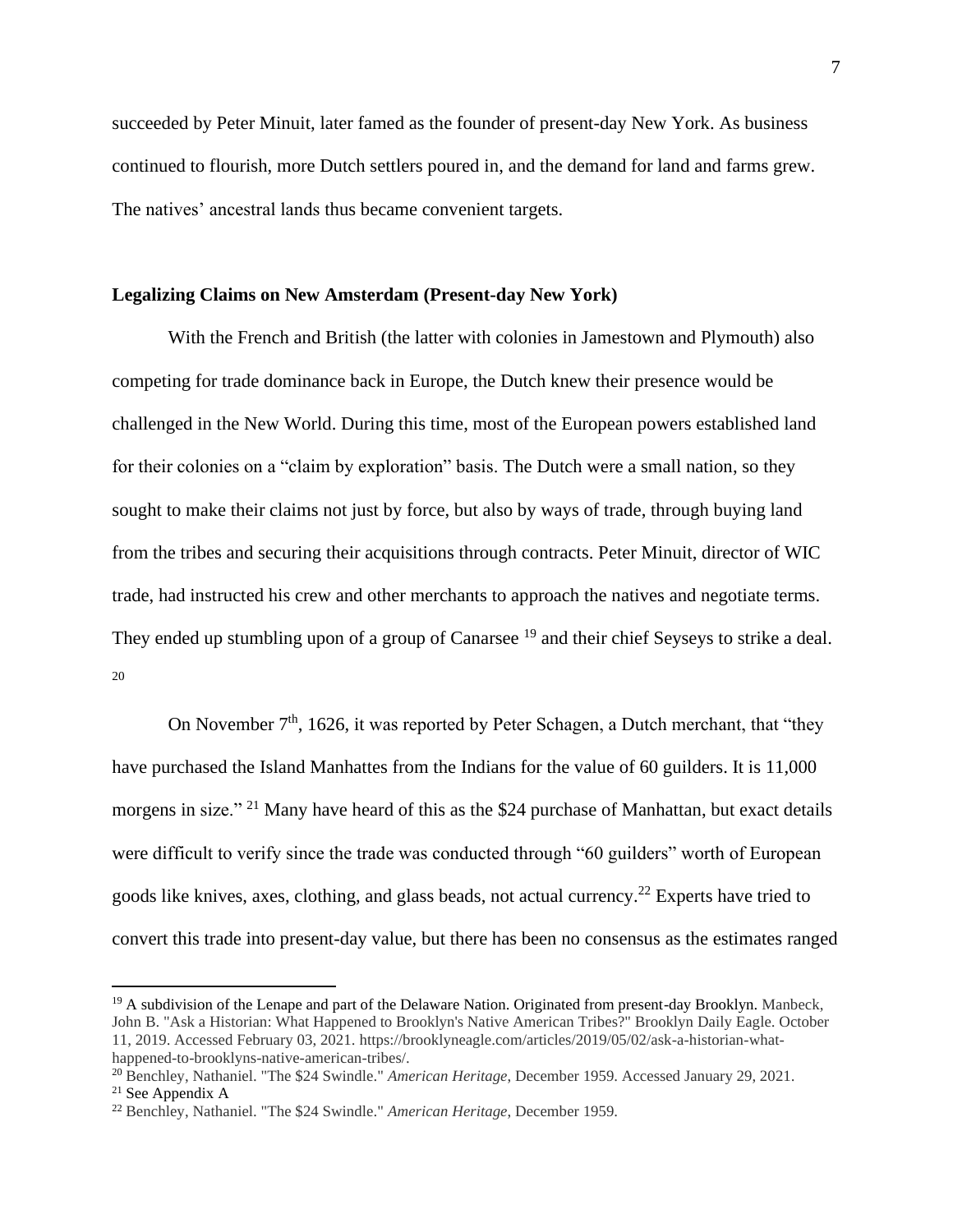succeeded by Peter Minuit, later famed as the founder of present-day New York. As business continued to flourish, more Dutch settlers poured in, and the demand for land and farms grew. The natives' ancestral lands thus became convenient targets.

**Legalizing Claims on New Amsterdam (Present-day New York)**

With the French and British (the latter with colonies in Jamestown and Plymouth) also competing for trade dominance back in Europe, the Dutch knew their presence would be challenged in the New World. During this time, most of the European powers established land for their colonies on a "claim by exploration" basis. The Dutch were a small nation, so they sought to make their claims not just by force, but also by ways of trade, through buying land from the tribes and securing their acquisitions through contracts. Peter Minuit, director of WIC trade, had instructed his crew and other merchants to approach the natives and negotiate terms. They ended up stumbling upon of a group of Canarsee [19] and their chief Seyseys to strike a deal. [20]

On November 7th, 1626, it was reported by Peter Schagen, a Dutch merchant, that "they have purchased the Island Manhattes from the Indians for the value of 60 guilders. It is 11,000 morgens in size." [21] Many have heard of this as the $24 purchase of Manhattan, but exact details were difficult to verify since the trade was conducted through "60 guilders" worth of European goods like knives, axes, clothing, and glass beads, not actual currency.[22] Experts have tried to convert this trade into present-day value, but there has been no consensus as the estimates ranged

---

[19] A subdivision of the Lenape and part of the Delaware Nation. Originated from present-day Brooklyn. Manbeck, John B. "Ask a Historian: What Happened to Brooklyn's Native American Tribes?" Brooklyn Daily Eagle. October 11, 2019. Accessed February 03, 2021. https://brooklyneagle.com/articles/2019/05/02/ask-a-historian-what-happened-to-brooklyns-native-american-tribes/.

[20] Benchley, Nathaniel. "The $24 Swindle." *American Heritage*, December 1959. Accessed January 29, 2021.

[21] See Appendix A

[22] Benchley, Nathaniel. "The $24 Swindle." *American Heritage*, December 1959.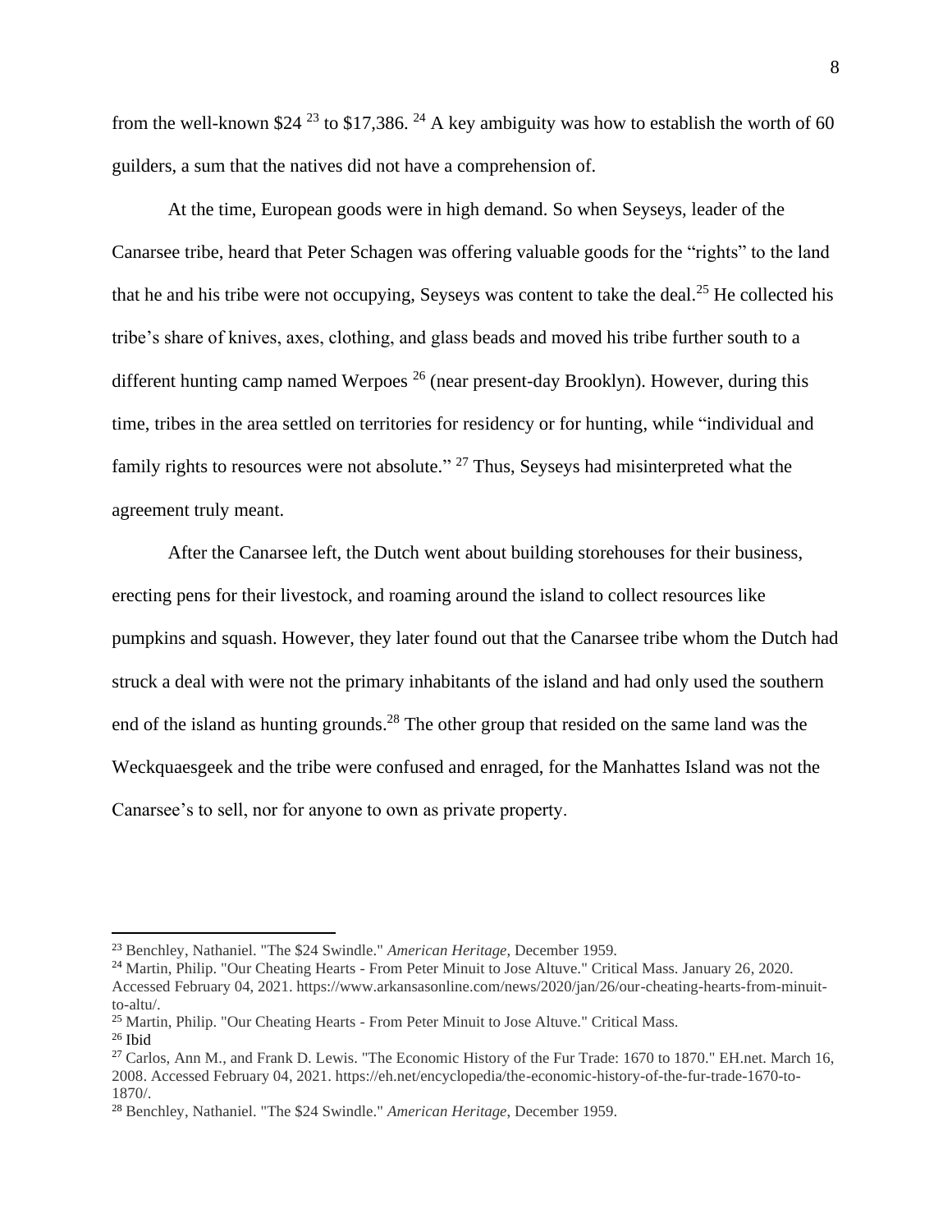from the well-known $24 [23] to $17,386. [24] A key ambiguity was how to establish the worth of 60 guilders, a sum that the natives did not have a comprehension of.

At the time, European goods were in high demand. So when Seyseys, leader of the Canarsee tribe, heard that Peter Schagen was offering valuable goods for the "rights" to the land that he and his tribe were not occupying, Seyseys was content to take the deal.[25] He collected his tribe's share of knives, axes, clothing, and glass beads and moved his tribe further south to a different hunting camp named Werpoes [26] (near present-day Brooklyn). However, during this time, tribes in the area settled on territories for residency or for hunting, while "individual and family rights to resources were not absolute." [27] Thus, Seyseys had misinterpreted what the agreement truly meant.

After the Canarsee left, the Dutch went about building storehouses for their business, erecting pens for their livestock, and roaming around the island to collect resources like pumpkins and squash. However, they later found out that the Canarsee tribe whom the Dutch had struck a deal with were not the primary inhabitants of the island and had only used the southern end of the island as hunting grounds.[28] The other group that resided on the same land was the Weckquaesgeek and the tribe were confused and enraged, for the Manhattes Island was not the Canarsee's to sell, nor for anyone to own as private property.

---

[23] Benchley, Nathaniel. "The $24 Swindle." *American Heritage*, December 1959.

[24] Martin, Philip. "Our Cheating Hearts - From Peter Minuit to Jose Altuve." Critical Mass. January 26, 2020. Accessed February 04, 2021. https://www.arkansasonline.com/news/2020/jan/26/our-cheating-hearts-from-minuit-to-altu/.

[25] Martin, Philip. "Our Cheating Hearts - From Peter Minuit to Jose Altuve." Critical Mass.

[26] Ibid

[27] Carlos, Ann M., and Frank D. Lewis. "The Economic History of the Fur Trade: 1670 to 1870." EH.net. March 16, 2008. Accessed February 04, 2021. https://eh.net/encyclopedia/the-economic-history-of-the-fur-trade-1670-to-1870/.

[28] Benchley, Nathaniel. "The $24 Swindle." *American Heritage*, December 1959.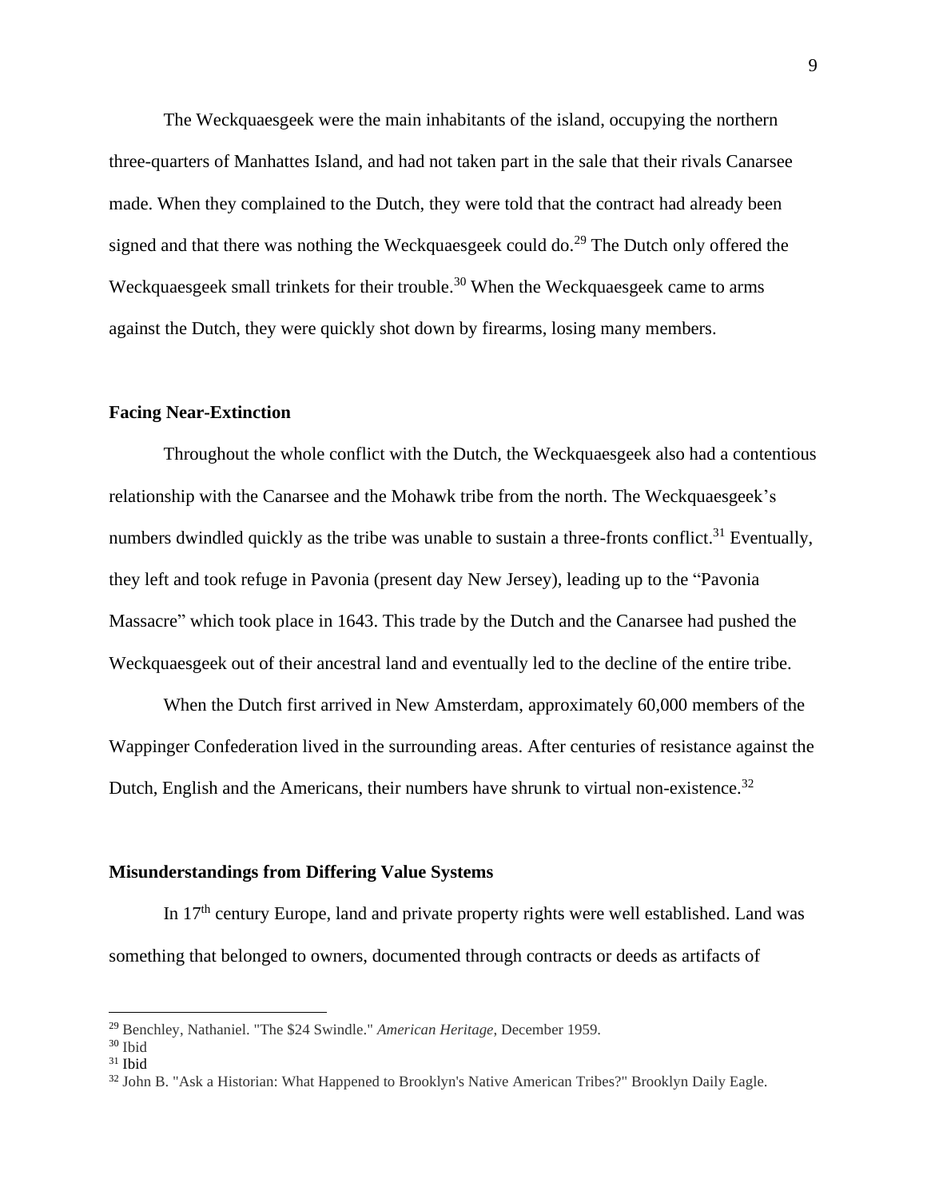The Weckquaesgeek were the main inhabitants of the island, occupying the northern three-quarters of Manhattes Island, and had not taken part in the sale that their rivals Canarsee made. When they complained to the Dutch, they were told that the contract had already been signed and that there was nothing the Weckquaesgeek could do.[29] The Dutch only offered the Weckquaesgeek small trinkets for their trouble.[30] When the Weckquaesgeek came to arms against the Dutch, they were quickly shot down by firearms, losing many members.

**Facing Near-Extinction**

Throughout the whole conflict with the Dutch, the Weckquaesgeek also had a contentious relationship with the Canarsee and the Mohawk tribe from the north. The Weckquaesgeek's numbers dwindled quickly as the tribe was unable to sustain a three-fronts conflict.[31] Eventually, they left and took refuge in Pavonia (present day New Jersey), leading up to the "Pavonia Massacre" which took place in 1643. This trade by the Dutch and the Canarsee had pushed the Weckquaesgeek out of their ancestral land and eventually led to the decline of the entire tribe.

When the Dutch first arrived in New Amsterdam, approximately 60,000 members of the Wappinger Confederation lived in the surrounding areas. After centuries of resistance against the Dutch, English and the Americans, their numbers have shrunk to virtual non-existence.[32]

**Misunderstandings from Differing Value Systems**

In 17th century Europe, land and private property rights were well established. Land was something that belonged to owners, documented through contracts or deeds as artifacts of

---

[29] Benchley, Nathaniel. "The $24 Swindle." *American Heritage*, December 1959.
[30] Ibid
[31] Ibid
[32] John B. "Ask a Historian: What Happened to Brooklyn's Native American Tribes?" Brooklyn Daily Eagle.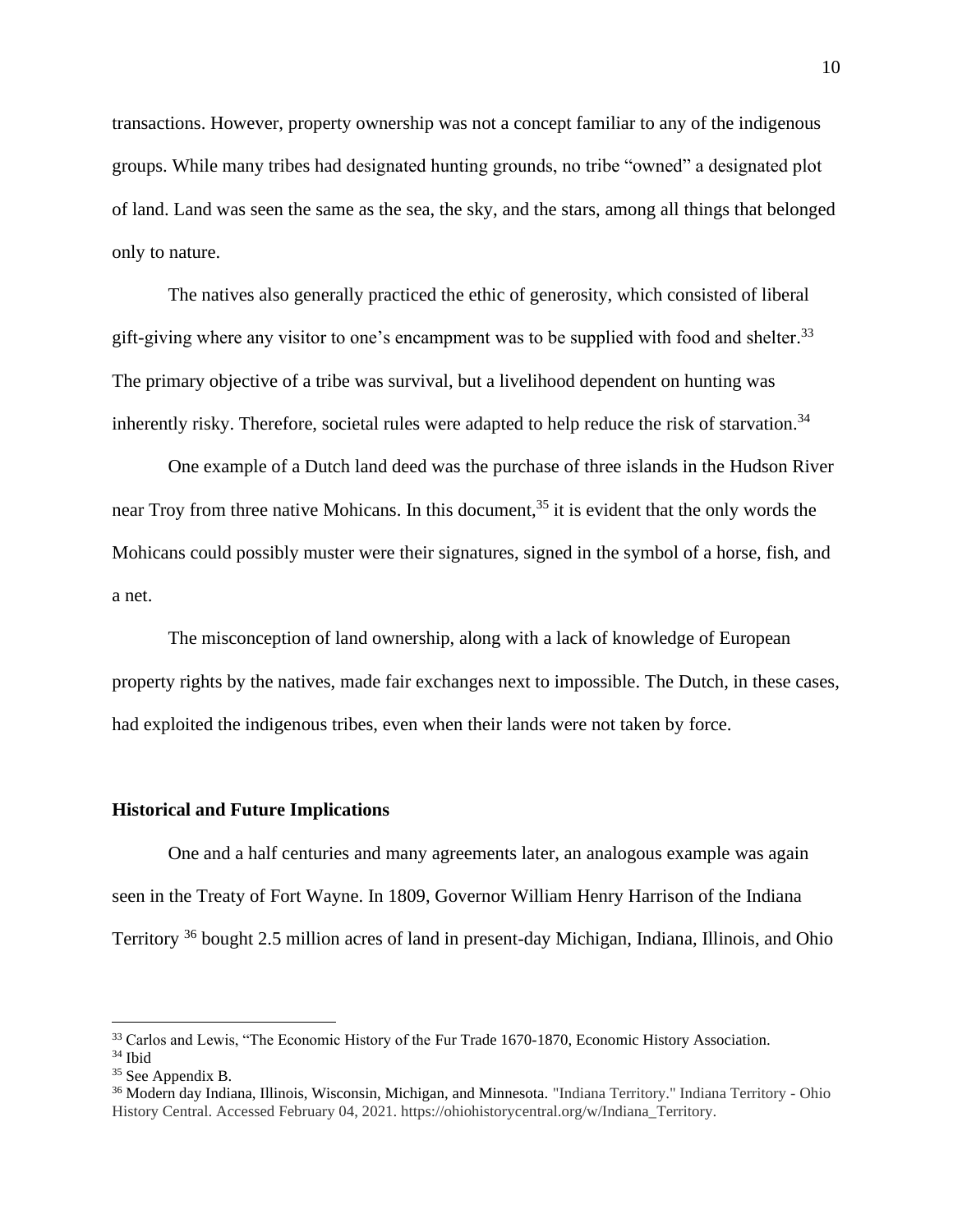transactions. However, property ownership was not a concept familiar to any of the indigenous groups. While many tribes had designated hunting grounds, no tribe "owned" a designated plot of land. Land was seen the same as the sea, the sky, and the stars, among all things that belonged only to nature.

The natives also generally practiced the ethic of generosity, which consisted of liberal gift-giving where any visitor to one's encampment was to be supplied with food and shelter.[33] The primary objective of a tribe was survival, but a livelihood dependent on hunting was inherently risky. Therefore, societal rules were adapted to help reduce the risk of starvation.[34]

One example of a Dutch land deed was the purchase of three islands in the Hudson River near Troy from three native Mohicans. In this document,[35] it is evident that the only words the Mohicans could possibly muster were their signatures, signed in the symbol of a horse, fish, and a net.

The misconception of land ownership, along with a lack of knowledge of European property rights by the natives, made fair exchanges next to impossible. The Dutch, in these cases, had exploited the indigenous tribes, even when their lands were not taken by force.

### Historical and Future Implications

One and a half centuries and many agreements later, an analogous example was again seen in the Treaty of Fort Wayne. In 1809, Governor William Henry Harrison of the Indiana Territory [36] bought 2.5 million acres of land in present-day Michigan, Indiana, Illinois, and Ohio

---

[33] Carlos and Lewis, "The Economic History of the Fur Trade 1670-1870, Economic History Association.

[34] Ibid

[35] See Appendix B.

[36] Modern day Indiana, Illinois, Wisconsin, Michigan, and Minnesota. "Indiana Territory." Indiana Territory - Ohio History Central. Accessed February 04, 2021. https://ohiohistorycentral.org/w/Indiana_Territory.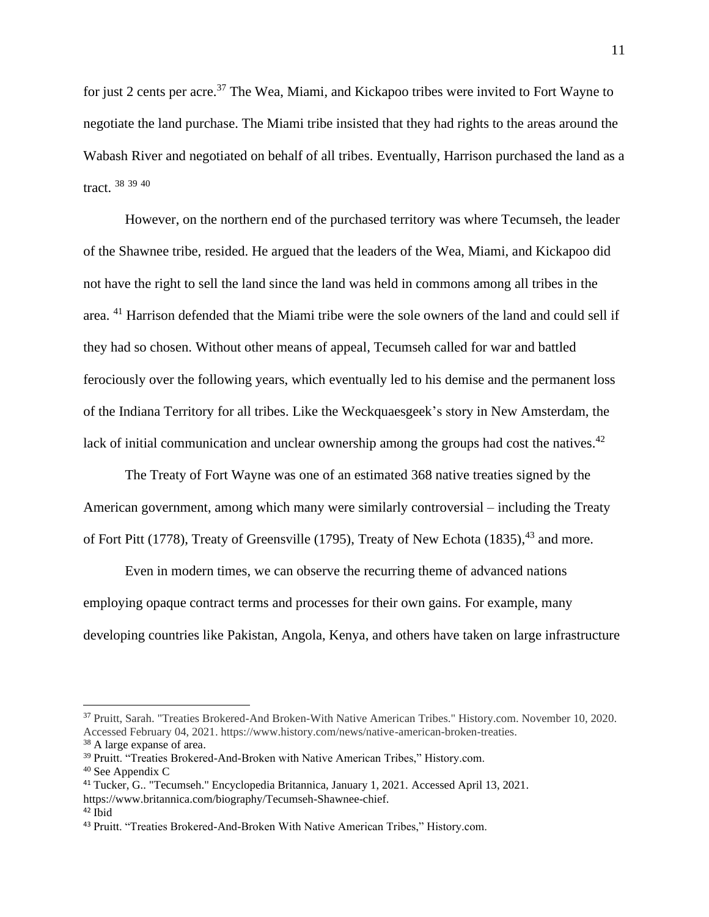for just 2 cents per acre.[37] The Wea, Miami, and Kickapoo tribes were invited to Fort Wayne to negotiate the land purchase. The Miami tribe insisted that they had rights to the areas around the Wabash River and negotiated on behalf of all tribes. Eventually, Harrison purchased the land as a tract. [38] [39] [40]

However, on the northern end of the purchased territory was where Tecumseh, the leader of the Shawnee tribe, resided. He argued that the leaders of the Wea, Miami, and Kickapoo did not have the right to sell the land since the land was held in commons among all tribes in the area. [41] Harrison defended that the Miami tribe were the sole owners of the land and could sell if they had so chosen. Without other means of appeal, Tecumseh called for war and battled ferociously over the following years, which eventually led to his demise and the permanent loss of the Indiana Territory for all tribes. Like the Weckquaesgeek's story in New Amsterdam, the lack of initial communication and unclear ownership among the groups had cost the natives.[42]

The Treaty of Fort Wayne was one of an estimated 368 native treaties signed by the American government, among which many were similarly controversial – including the Treaty of Fort Pitt (1778), Treaty of Greensville (1795), Treaty of New Echota (1835),[43] and more.

Even in modern times, we can observe the recurring theme of advanced nations employing opaque contract terms and processes for their own gains. For example, many developing countries like Pakistan, Angola, Kenya, and others have taken on large infrastructure

---

[37] Pruitt, Sarah. "Treaties Brokered-And Broken-With Native American Tribes." History.com. November 10, 2020. Accessed February 04, 2021. https://www.history.com/news/native-american-broken-treaties.

[38] A large expanse of area.

[39] Pruitt. "Treaties Brokered-And-Broken with Native American Tribes," History.com.

[40] See Appendix C

[41] Tucker, G.. "Tecumseh." Encyclopedia Britannica, January 1, 2021. Accessed April 13, 2021. https://www.britannica.com/biography/Tecumseh-Shawnee-chief.

[42] Ibid

[43] Pruitt. "Treaties Brokered-And-Broken With Native American Tribes," History.com.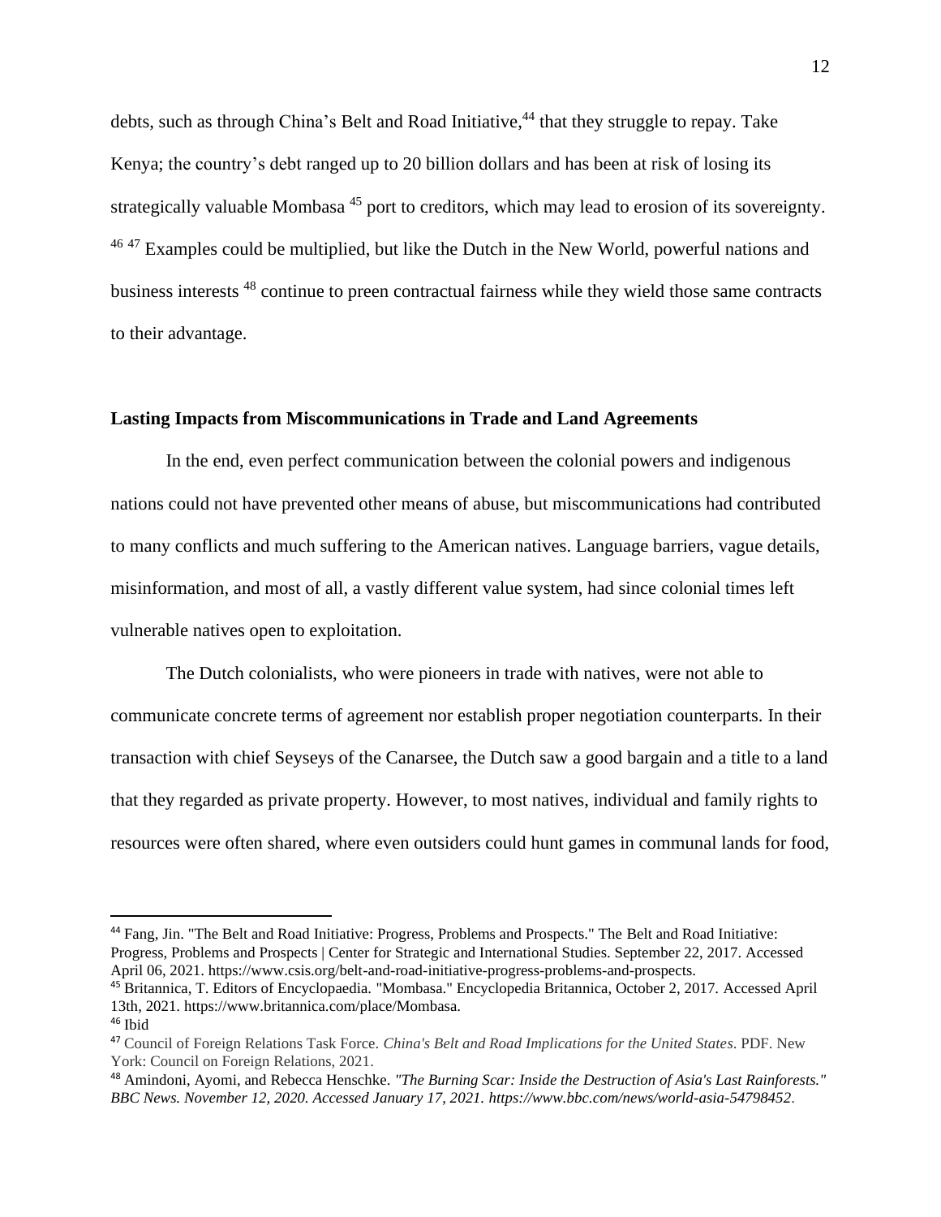debts, such as through China's Belt and Road Initiative,[44] that they struggle to repay. Take Kenya; the country's debt ranged up to 20 billion dollars and has been at risk of losing its strategically valuable Mombasa [45] port to creditors, which may lead to erosion of its sovereignty. [46] [47] Examples could be multiplied, but like the Dutch in the New World, powerful nations and business interests [48] continue to preen contractual fairness while they wield those same contracts to their advantage.

**Lasting Impacts from Miscommunications in Trade and Land Agreements**

In the end, even perfect communication between the colonial powers and indigenous nations could not have prevented other means of abuse, but miscommunications had contributed to many conflicts and much suffering to the American natives. Language barriers, vague details, misinformation, and most of all, a vastly different value system, had since colonial times left vulnerable natives open to exploitation.

The Dutch colonialists, who were pioneers in trade with natives, were not able to communicate concrete terms of agreement nor establish proper negotiation counterparts. In their transaction with chief Seyseys of the Canarsee, the Dutch saw a good bargain and a title to a land that they regarded as private property. However, to most natives, individual and family rights to resources were often shared, where even outsiders could hunt games in communal lands for food,

---

[44] Fang, Jin. "The Belt and Road Initiative: Progress, Problems and Prospects." The Belt and Road Initiative: Progress, Problems and Prospects | Center for Strategic and International Studies. September 22, 2017. Accessed April 06, 2021. https://www.csis.org/belt-and-road-initiative-progress-problems-and-prospects.

[45] Britannica, T. Editors of Encyclopaedia. "Mombasa." Encyclopedia Britannica, October 2, 2017. Accessed April 13th, 2021. https://www.britannica.com/place/Mombasa.

[46] Ibid

[47] Council of Foreign Relations Task Force. *China's Belt and Road Implications for the United States*. PDF. New York: Council on Foreign Relations, 2021.

[48] Amindoni, Ayomi, and Rebecca Henschke. *"The Burning Scar: Inside the Destruction of Asia's Last Rainforests." BBC News. November 12, 2020. Accessed January 17, 2021. https://www.bbc.com/news/world-asia-54798452*.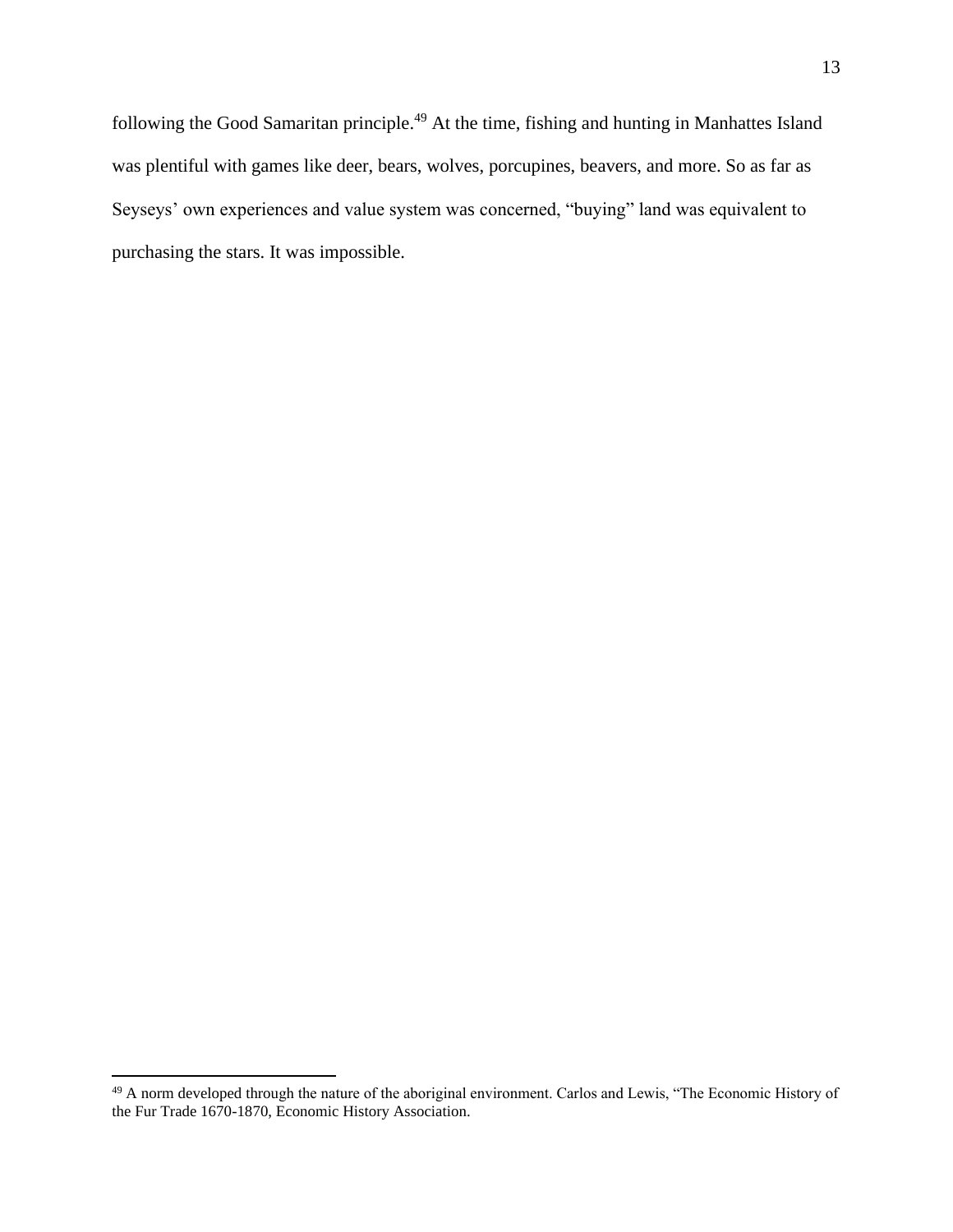following the Good Samaritan principle.[49] At the time, fishing and hunting in Manhattes Island was plentiful with games like deer, bears, wolves, porcupines, beavers, and more. So as far as Seyseys' own experiences and value system was concerned, "buying" land was equivalent to purchasing the stars. It was impossible.

---

[49] A norm developed through the nature of the aboriginal environment. Carlos and Lewis, "The Economic History of the Fur Trade 1670-1870, Economic History Association.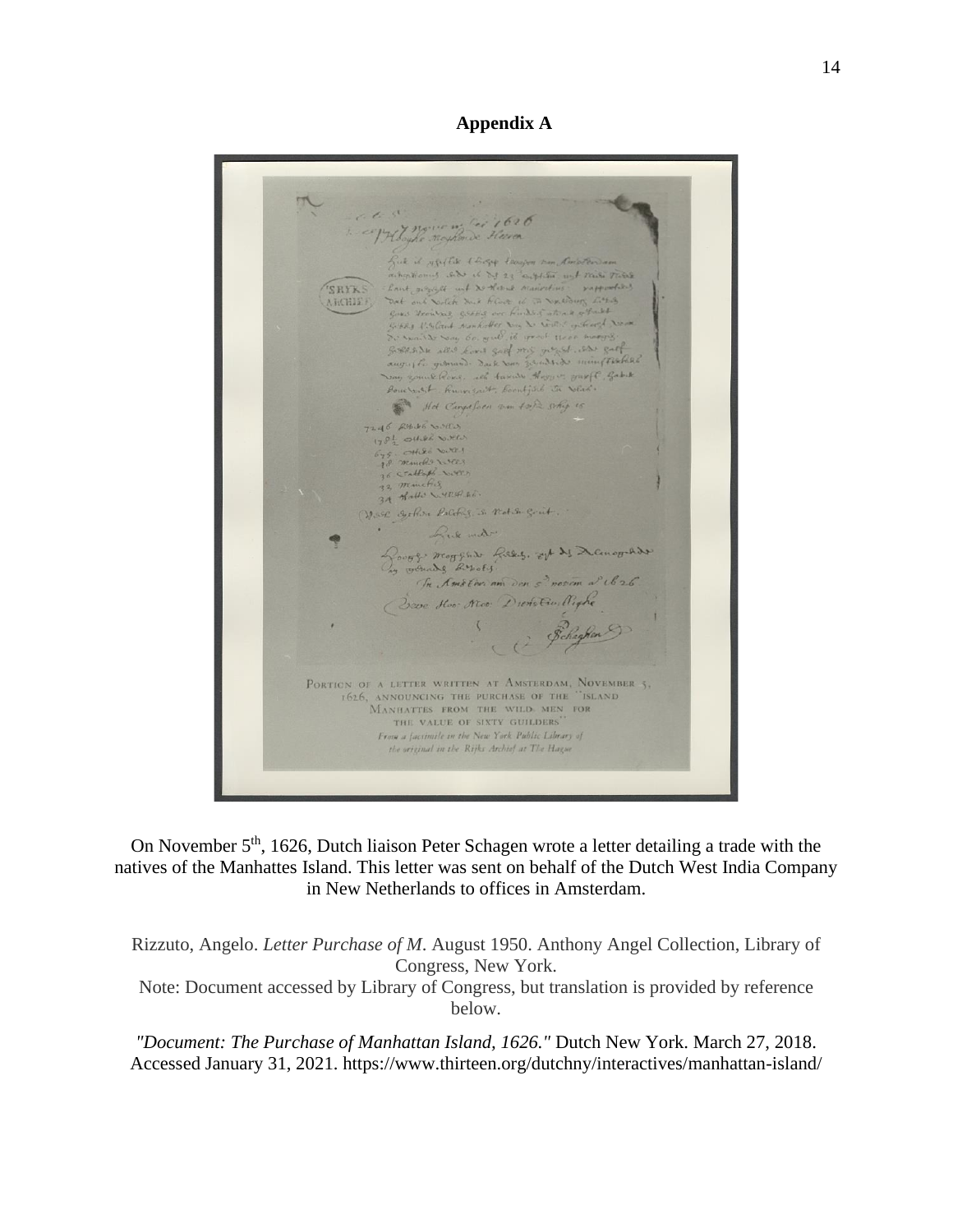# Appendix A

PORTION OF A LETTER WRITTEN AT AMSTERDAM, NOVEMBER 5, 1626, ANNOUNCING THE PURCHASE OF THE "ISLAND MANHATTES FROM THE WILD MEN FOR THE VALUE OF SIXTY GUILDERS"

*From a facsimile in the New York Public Library of the original in the Rijks Archief at The Hague*

On November 5$^{th}$, 1626, Dutch liaison Peter Schagen wrote a letter detailing a trade with the natives of the Manhattes Island. This letter was sent on behalf of the Dutch West India Company in New Netherlands to offices in Amsterdam.

Rizzuto, Angelo. *Letter Purchase of M*. August 1950. Anthony Angel Collection, Library of Congress, New York.

Note: Document accessed by Library of Congress, but translation is provided by reference below.

*"Document: The Purchase of Manhattan Island, 1626."* Dutch New York. March 27, 2018. Accessed January 31, 2021. https://www.thirteen.org/dutchny/interactives/manhattan-island/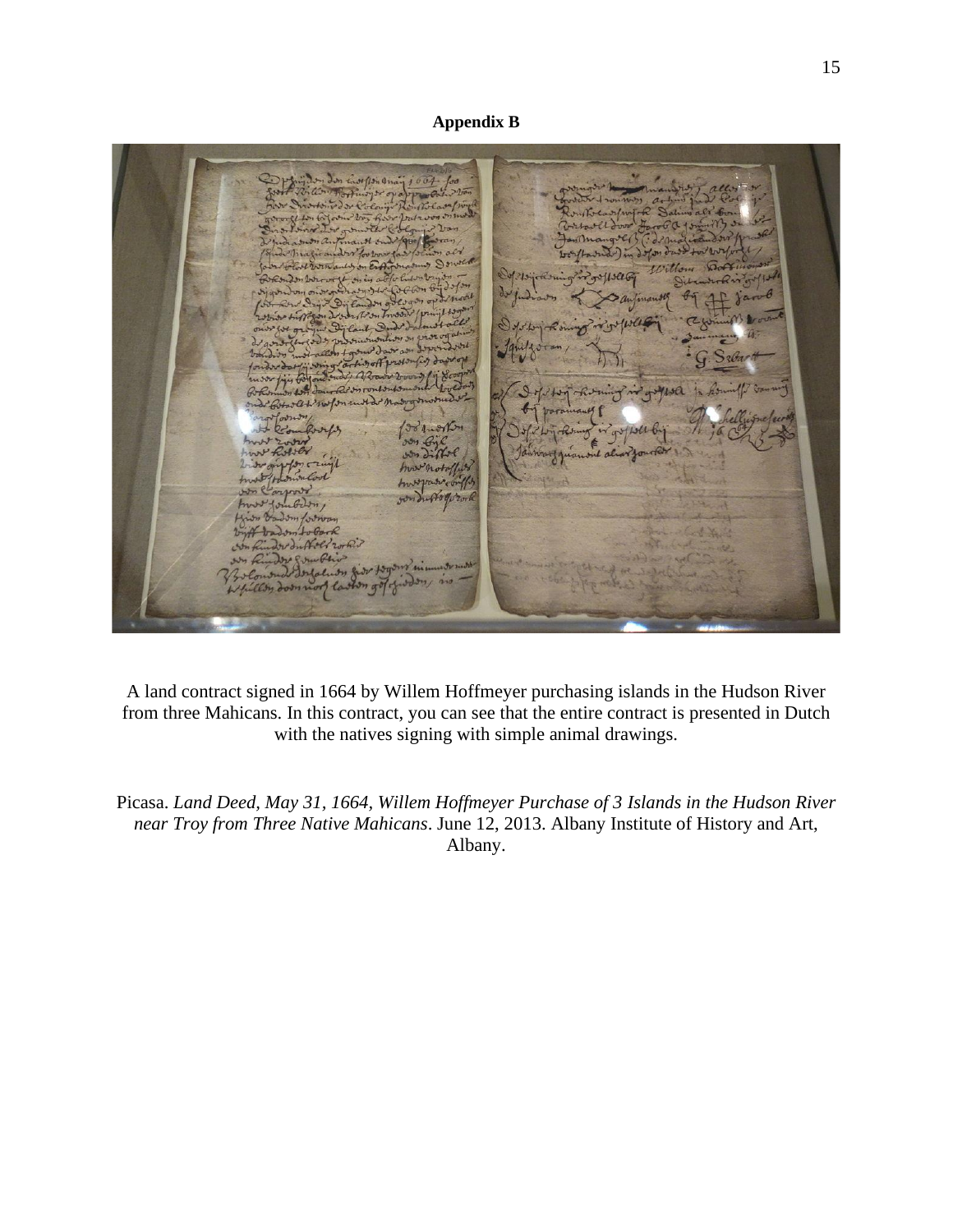**Appendix B**

A land contract signed in 1664 by Willem Hoffmeyer purchasing islands in the Hudson River from three Mahicans. In this contract, you can see that the entire contract is presented in Dutch with the natives signing with simple animal drawings.

Picasa. *Land Deed, May 31, 1664, Willem Hoffmeyer Purchase of 3 Islands in the Hudson River near Troy from Three Native Mahicans*. June 12, 2013. Albany Institute of History and Art, Albany.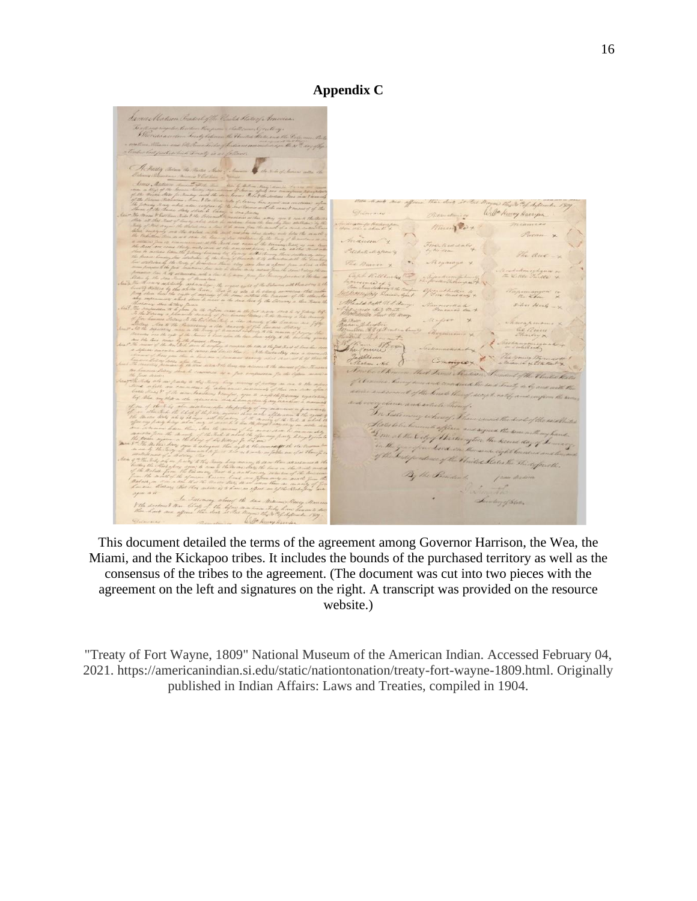# Appendix C

This document detailed the terms of the agreement among Governor Harrison, the Wea, the Miami, and the Kickapoo tribes. It includes the bounds of the purchased territory as well as the consensus of the tribes to the agreement. (The document was cut into two pieces with the agreement on the left and signatures on the right. A transcript was provided on the resource website.)

"Treaty of Fort Wayne, 1809" National Museum of the American Indian. Accessed February 04, 2021. https://americanindian.si.edu/static/nationtonation/treaty-fort-wayne-1809.html. Originally published in Indian Affairs: Laws and Treaties, compiled in 1904.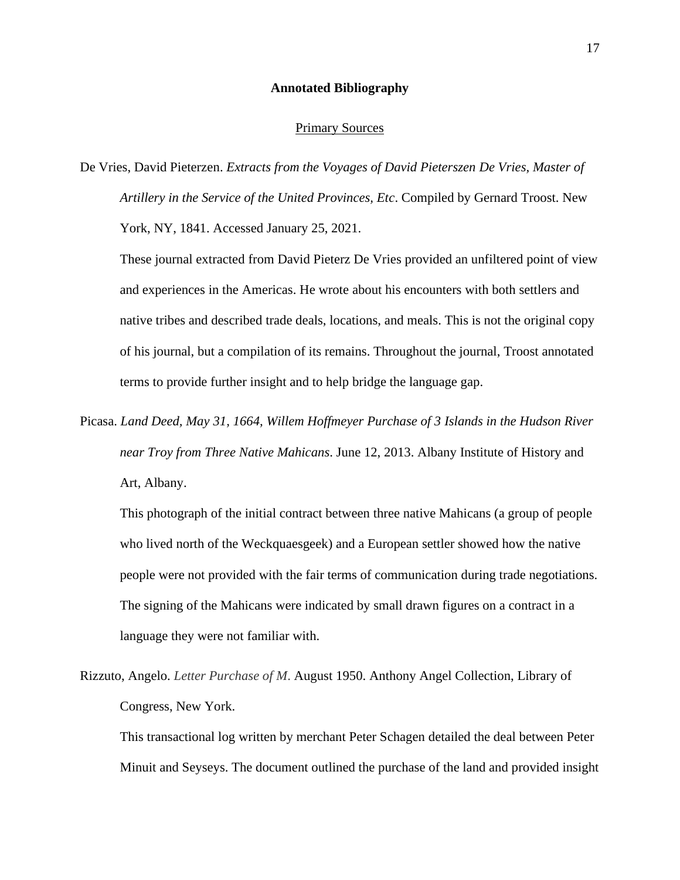**Annotated Bibliography**

Primary Sources

De Vries, David Pieterzen. *Extracts from the Voyages of David Pieterszen De Vries, Master of Artillery in the Service of the United Provinces, Etc*. Compiled by Gernard Troost. New York, NY, 1841. Accessed January 25, 2021.

These journal extracted from David Pieterz De Vries provided an unfiltered point of view and experiences in the Americas. He wrote about his encounters with both settlers and native tribes and described trade deals, locations, and meals. This is not the original copy of his journal, but a compilation of its remains. Throughout the journal, Troost annotated terms to provide further insight and to help bridge the language gap.

Picasa. *Land Deed, May 31, 1664, Willem Hoffmeyer Purchase of 3 Islands in the Hudson River near Troy from Three Native Mahicans*. June 12, 2013. Albany Institute of History and Art, Albany.

This photograph of the initial contract between three native Mahicans (a group of people who lived north of the Weckquaesgeek) and a European settler showed how the native people were not provided with the fair terms of communication during trade negotiations. The signing of the Mahicans were indicated by small drawn figures on a contract in a language they were not familiar with.

Rizzuto, Angelo. *Letter Purchase of M*. August 1950. Anthony Angel Collection, Library of Congress, New York.

This transactional log written by merchant Peter Schagen detailed the deal between Peter Minuit and Seyseys. The document outlined the purchase of the land and provided insight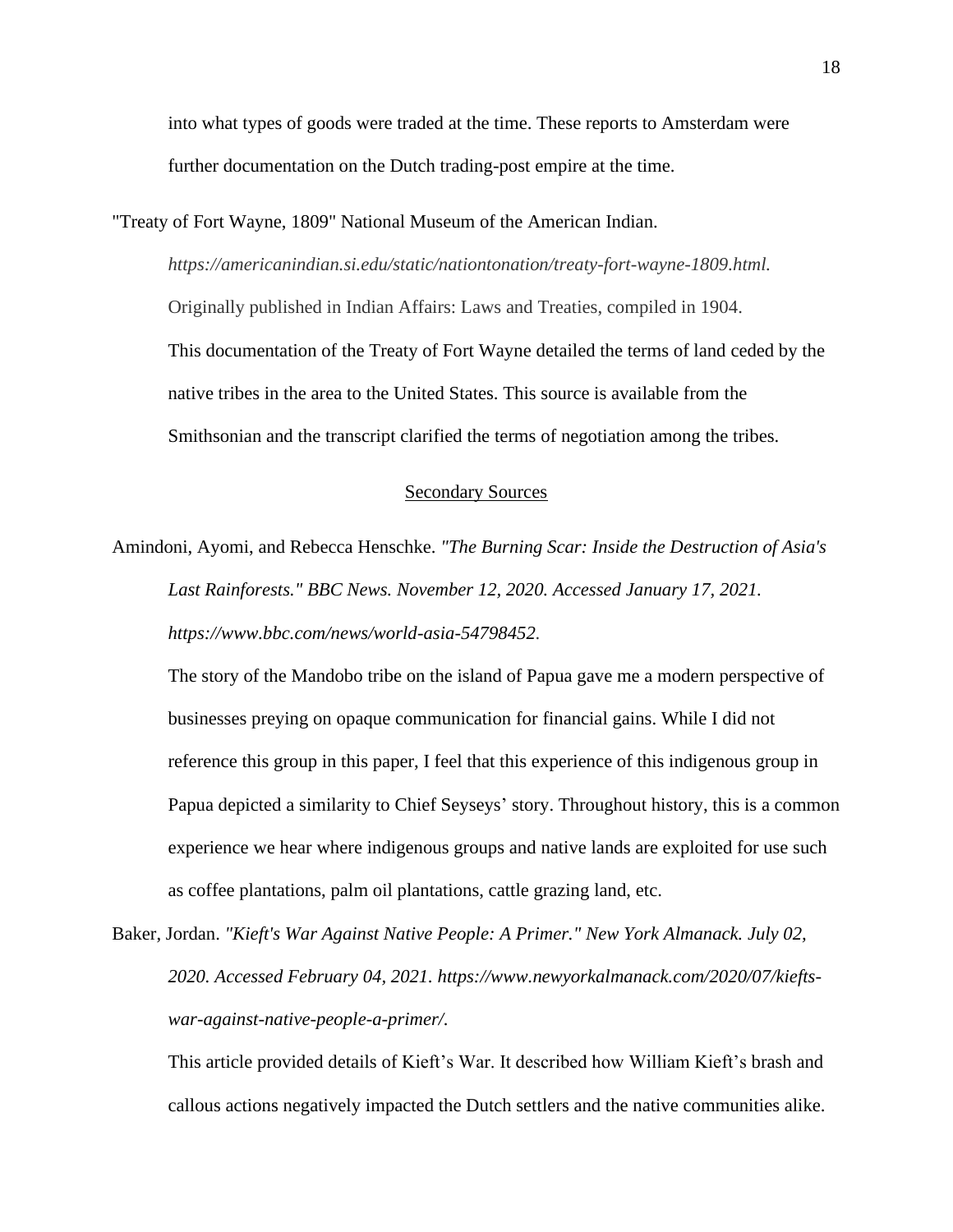into what types of goods were traded at the time. These reports to Amsterdam were further documentation on the Dutch trading-post empire at the time.

"Treaty of Fort Wayne, 1809" National Museum of the American Indian. *https://americanindian.si.edu/static/nationtonation/treaty-fort-wayne-1809.html.* Originally published in Indian Affairs: Laws and Treaties, compiled in 1904.

This documentation of the Treaty of Fort Wayne detailed the terms of land ceded by the native tribes in the area to the United States. This source is available from the Smithsonian and the transcript clarified the terms of negotiation among the tribes.

## Secondary Sources

Amindoni, Ayomi, and Rebecca Henschke. *"The Burning Scar: Inside the Destruction of Asia's Last Rainforests." BBC News. November 12, 2020. Accessed January 17, 2021. https://www.bbc.com/news/world-asia-54798452.*

The story of the Mandobo tribe on the island of Papua gave me a modern perspective of businesses preying on opaque communication for financial gains. While I did not reference this group in this paper, I feel that this experience of this indigenous group in Papua depicted a similarity to Chief Seyseys' story. Throughout history, this is a common experience we hear where indigenous groups and native lands are exploited for use such as coffee plantations, palm oil plantations, cattle grazing land, etc.

Baker, Jordan. *"Kieft's War Against Native People: A Primer." New York Almanack. July 02, 2020. Accessed February 04, 2021. https://www.newyorkalmanack.com/2020/07/kiefts-war-against-native-people-a-primer/.*

This article provided details of Kieft's War. It described how William Kieft's brash and callous actions negatively impacted the Dutch settlers and the native communities alike.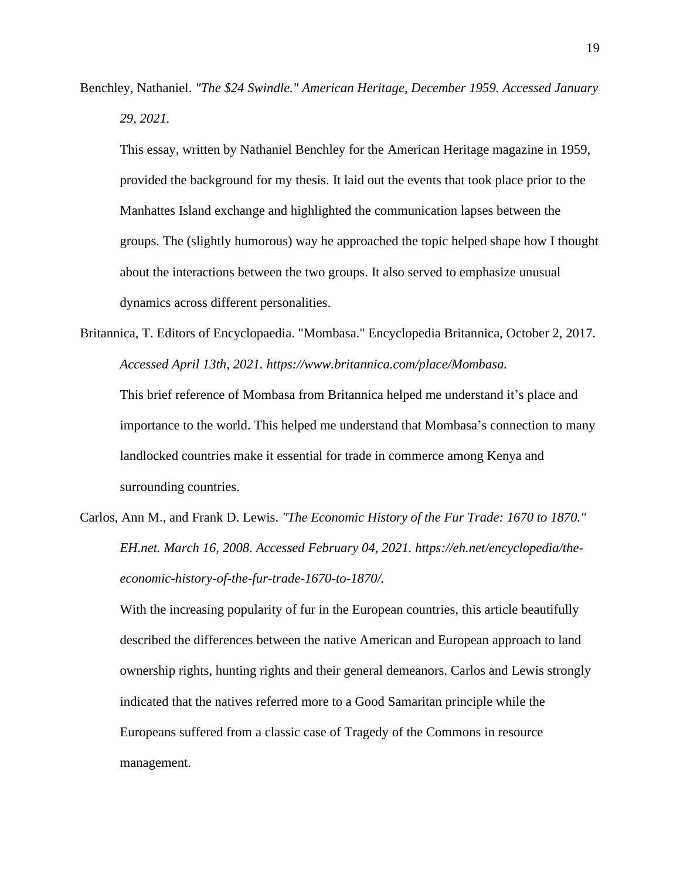Benchley, Nathaniel. *"The $24 Swindle." American Heritage, December 1959. Accessed January 29, 2021.*

This essay, written by Nathaniel Benchley for the American Heritage magazine in 1959, provided the background for my thesis. It laid out the events that took place prior to the Manhattes Island exchange and highlighted the communication lapses between the groups. The (slightly humorous) way he approached the topic helped shape how I thought about the interactions between the two groups. It also served to emphasize unusual dynamics across different personalities.

Britannica, T. Editors of Encyclopaedia. "Mombasa." Encyclopedia Britannica, October 2, 2017. *Accessed April 13th, 2021. https://www.britannica.com/place/Mombasa.*

This brief reference of Mombasa from Britannica helped me understand it's place and importance to the world. This helped me understand that Mombasa's connection to many landlocked countries make it essential for trade in commerce among Kenya and surrounding countries.

Carlos, Ann M., and Frank D. Lewis. *"The Economic History of the Fur Trade: 1670 to 1870." EH.net. March 16, 2008. Accessed February 04, 2021. https://eh.net/encyclopedia/the-economic-history-of-the-fur-trade-1670-to-1870/.*

With the increasing popularity of fur in the European countries, this article beautifully described the differences between the native American and European approach to land ownership rights, hunting rights and their general demeanors. Carlos and Lewis strongly indicated that the natives referred more to a Good Samaritan principle while the Europeans suffered from a classic case of Tragedy of the Commons in resource management.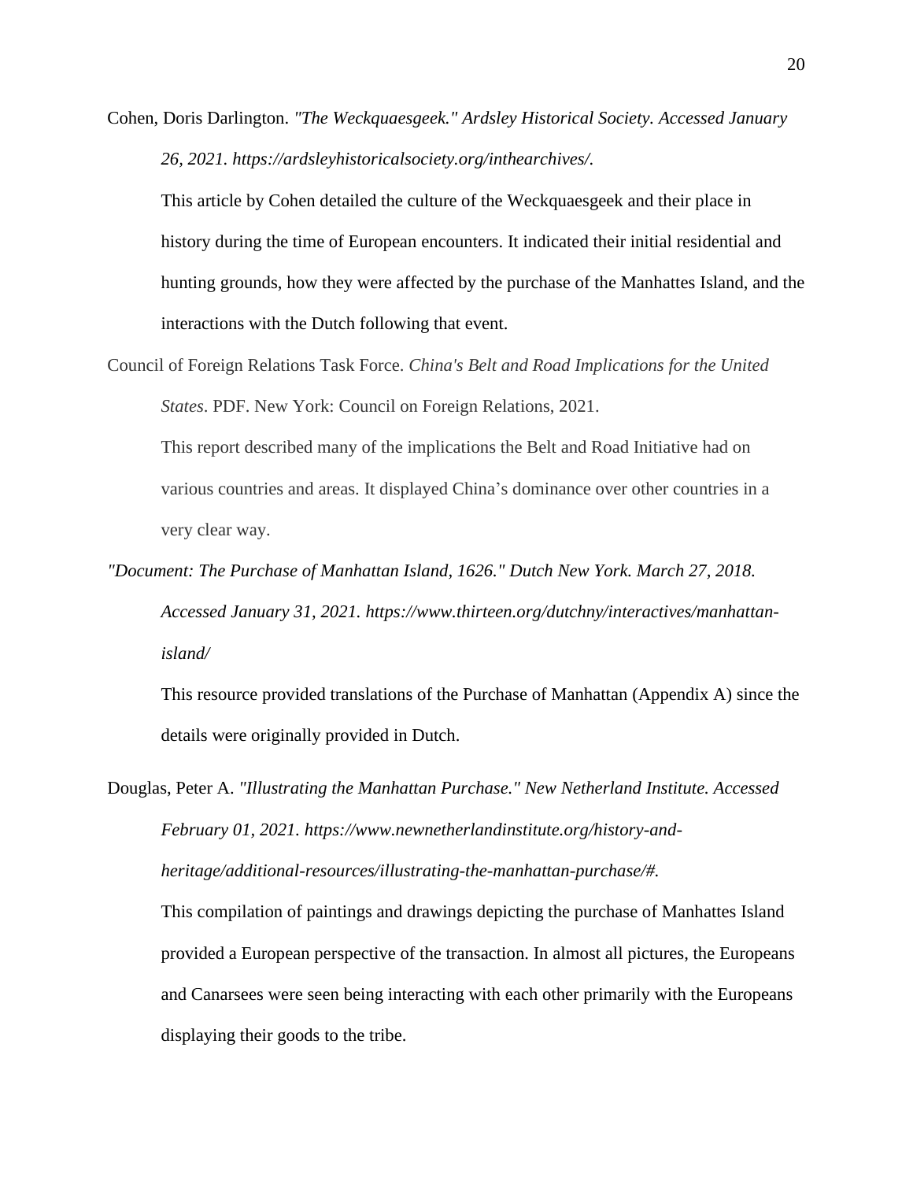Cohen, Doris Darlington. *"The Weckquaesgeek." Ardsley Historical Society. Accessed January 26, 2021. https://ardsleyhistoricalsociety.org/inthearchives/.*

This article by Cohen detailed the culture of the Weckquaesgeek and their place in history during the time of European encounters. It indicated their initial residential and hunting grounds, how they were affected by the purchase of the Manhattes Island, and the interactions with the Dutch following that event.

Council of Foreign Relations Task Force. *China's Belt and Road Implications for the United States*. PDF. New York: Council on Foreign Relations, 2021.

This report described many of the implications the Belt and Road Initiative had on various countries and areas. It displayed China's dominance over other countries in a very clear way.

*"Document: The Purchase of Manhattan Island, 1626." Dutch New York. March 27, 2018. Accessed January 31, 2021. https://www.thirteen.org/dutchny/interactives/manhattan-island/*

This resource provided translations of the Purchase of Manhattan (Appendix A) since the details were originally provided in Dutch.

Douglas, Peter A. *"Illustrating the Manhattan Purchase." New Netherland Institute. Accessed February 01, 2021. https://www.newnetherlandinstitute.org/history-and-heritage/additional-resources/illustrating-the-manhattan-purchase/#.*

This compilation of paintings and drawings depicting the purchase of Manhattes Island provided a European perspective of the transaction. In almost all pictures, the Europeans and Canarsees were seen being interacting with each other primarily with the Europeans displaying their goods to the tribe.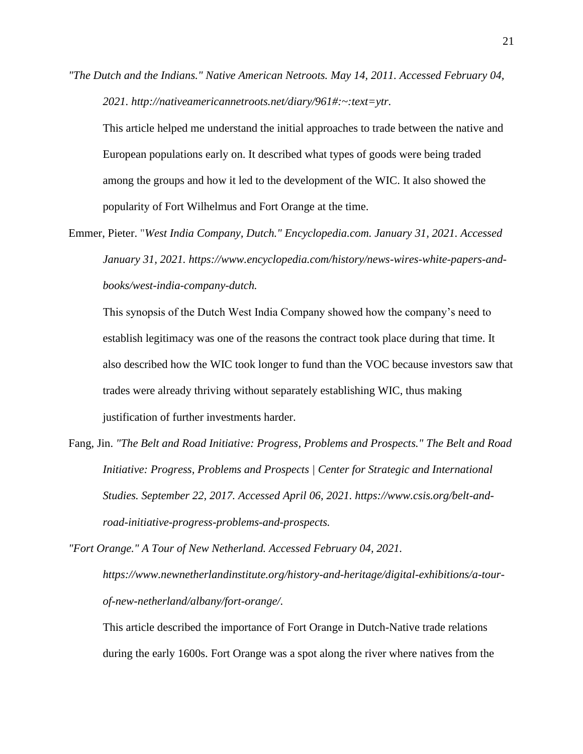*"The Dutch and the Indians." Native American Netroots. May 14, 2011. Accessed February 04, 2021. http://nativeamericannetroots.net/diary/961#:~:text=ytr.*

This article helped me understand the initial approaches to trade between the native and European populations early on. It described what types of goods were being traded among the groups and how it led to the development of the WIC. It also showed the popularity of Fort Wilhelmus and Fort Orange at the time.

Emmer, Pieter. "*West India Company, Dutch." Encyclopedia.com. January 31, 2021. Accessed January 31, 2021. https://www.encyclopedia.com/history/news-wires-white-papers-and-books/west-india-company-dutch.*

This synopsis of the Dutch West India Company showed how the company's need to establish legitimacy was one of the reasons the contract took place during that time. It also described how the WIC took longer to fund than the VOC because investors saw that trades were already thriving without separately establishing WIC, thus making justification of further investments harder.

Fang, Jin. *"The Belt and Road Initiative: Progress, Problems and Prospects." The Belt and Road Initiative: Progress, Problems and Prospects | Center for Strategic and International Studies. September 22, 2017. Accessed April 06, 2021. https://www.csis.org/belt-and-road-initiative-progress-problems-and-prospects.*

*"Fort Orange." A Tour of New Netherland. Accessed February 04, 2021. https://www.newnetherlandinstitute.org/history-and-heritage/digital-exhibitions/a-tour-of-new-netherland/albany/fort-orange/.*

This article described the importance of Fort Orange in Dutch-Native trade relations during the early 1600s. Fort Orange was a spot along the river where natives from the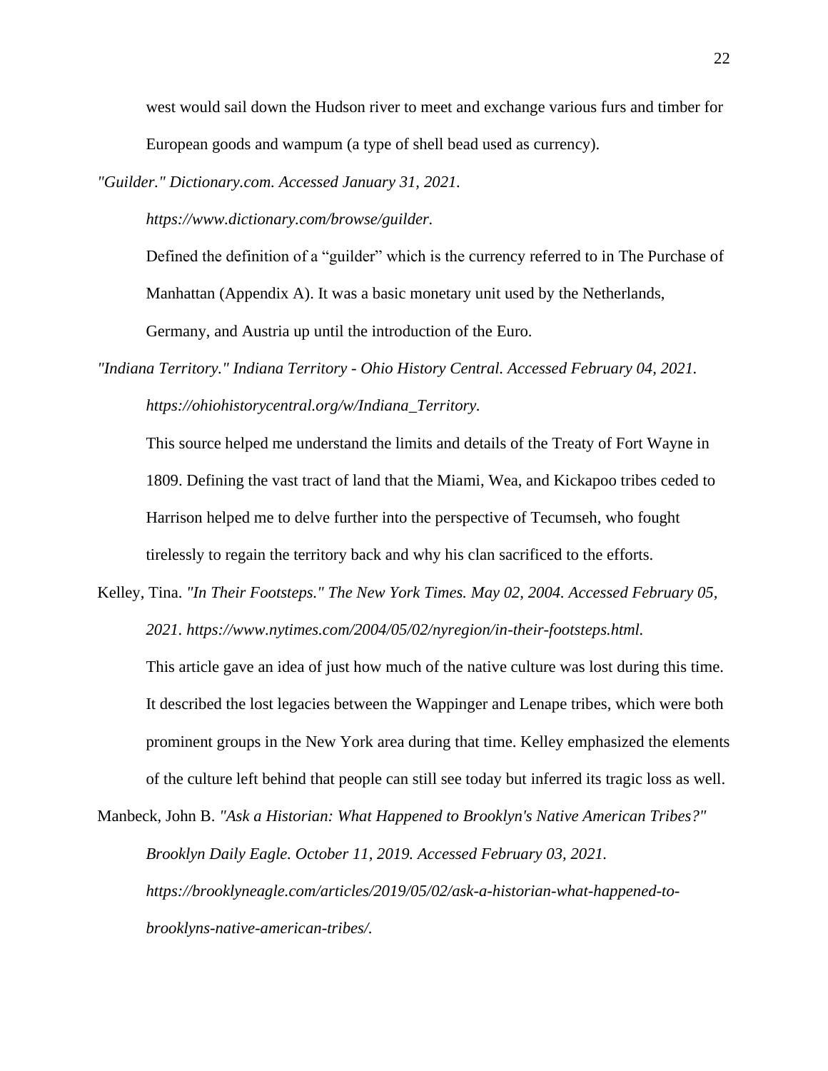west would sail down the Hudson river to meet and exchange various furs and timber for European goods and wampum (a type of shell bead used as currency).

*"Guilder." Dictionary.com. Accessed January 31, 2021. https://www.dictionary.com/browse/guilder.*

Defined the definition of a "guilder" which is the currency referred to in The Purchase of Manhattan (Appendix A). It was a basic monetary unit used by the Netherlands, Germany, and Austria up until the introduction of the Euro.

*"Indiana Territory." Indiana Territory - Ohio History Central. Accessed February 04, 2021. https://ohiohistorycentral.org/w/Indiana_Territory.*

This source helped me understand the limits and details of the Treaty of Fort Wayne in 1809. Defining the vast tract of land that the Miami, Wea, and Kickapoo tribes ceded to Harrison helped me to delve further into the perspective of Tecumseh, who fought tirelessly to regain the territory back and why his clan sacrificed to the efforts.

Kelley, Tina. *"In Their Footsteps." The New York Times. May 02, 2004. Accessed February 05, 2021. https://www.nytimes.com/2004/05/02/nyregion/in-their-footsteps.html.*

This article gave an idea of just how much of the native culture was lost during this time. It described the lost legacies between the Wappinger and Lenape tribes, which were both prominent groups in the New York area during that time. Kelley emphasized the elements of the culture left behind that people can still see today but inferred its tragic loss as well.

Manbeck, John B. *"Ask a Historian: What Happened to Brooklyn's Native American Tribes?" Brooklyn Daily Eagle. October 11, 2019. Accessed February 03, 2021. https://brooklyneagle.com/articles/2019/05/02/ask-a-historian-what-happened-to-brooklyns-native-american-tribes/.*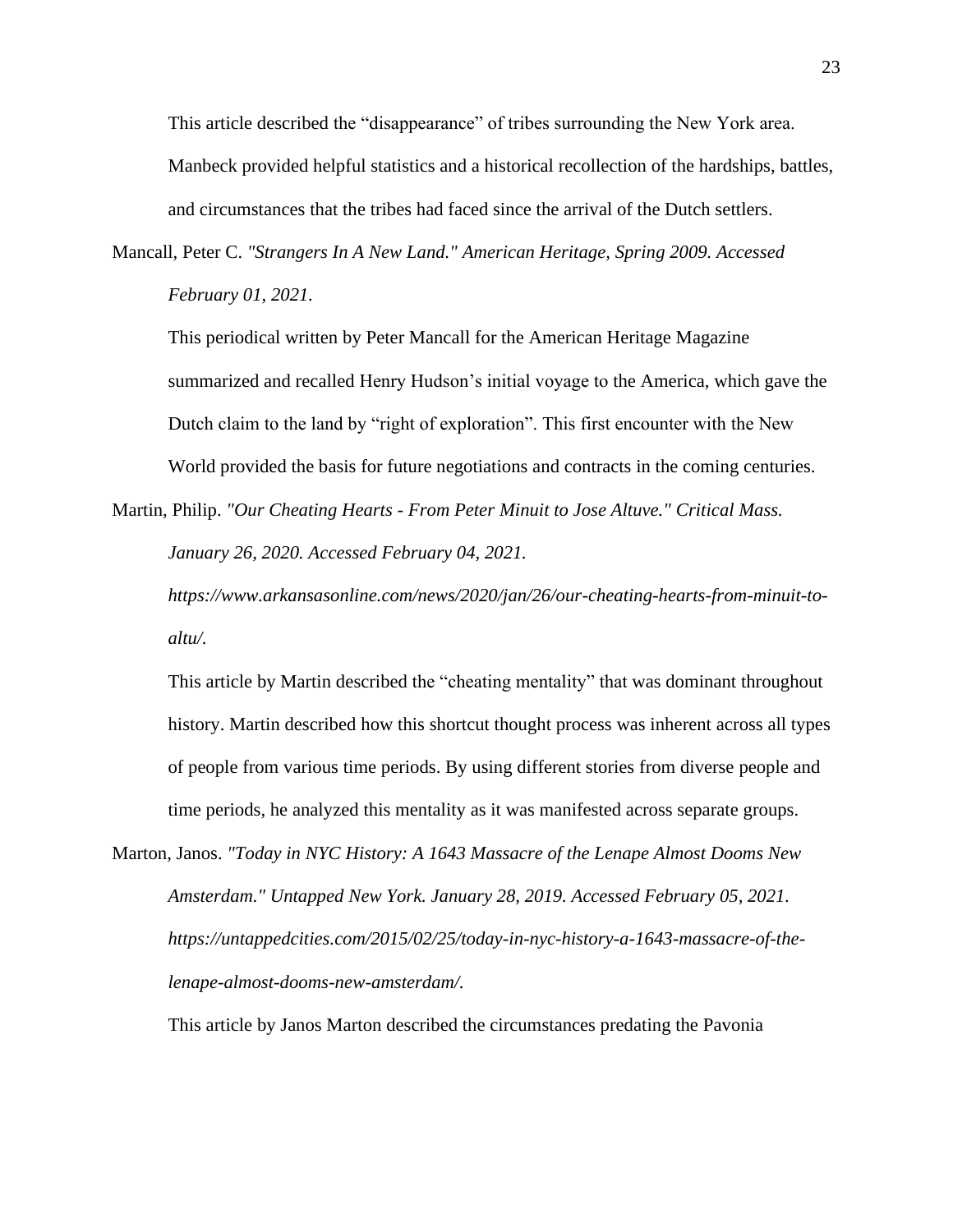This article described the "disappearance" of tribes surrounding the New York area. Manbeck provided helpful statistics and a historical recollection of the hardships, battles, and circumstances that the tribes had faced since the arrival of the Dutch settlers.

Mancall, Peter C. *"Strangers In A New Land." American Heritage, Spring 2009. Accessed February 01, 2021.*

This periodical written by Peter Mancall for the American Heritage Magazine summarized and recalled Henry Hudson's initial voyage to the America, which gave the Dutch claim to the land by "right of exploration". This first encounter with the New World provided the basis for future negotiations and contracts in the coming centuries.

Martin, Philip. *"Our Cheating Hearts - From Peter Minuit to Jose Altuve." Critical Mass. January 26, 2020. Accessed February 04, 2021. https://www.arkansasonline.com/news/2020/jan/26/our-cheating-hearts-from-minuit-to-altu/.*

This article by Martin described the "cheating mentality" that was dominant throughout history. Martin described how this shortcut thought process was inherent across all types of people from various time periods. By using different stories from diverse people and time periods, he analyzed this mentality as it was manifested across separate groups.

Marton, Janos. *"Today in NYC History: A 1643 Massacre of the Lenape Almost Dooms New Amsterdam." Untapped New York. January 28, 2019. Accessed February 05, 2021. https://untappedcities.com/2015/02/25/today-in-nyc-history-a-1643-massacre-of-the-lenape-almost-dooms-new-amsterdam/.*

This article by Janos Marton described the circumstances predating the Pavonia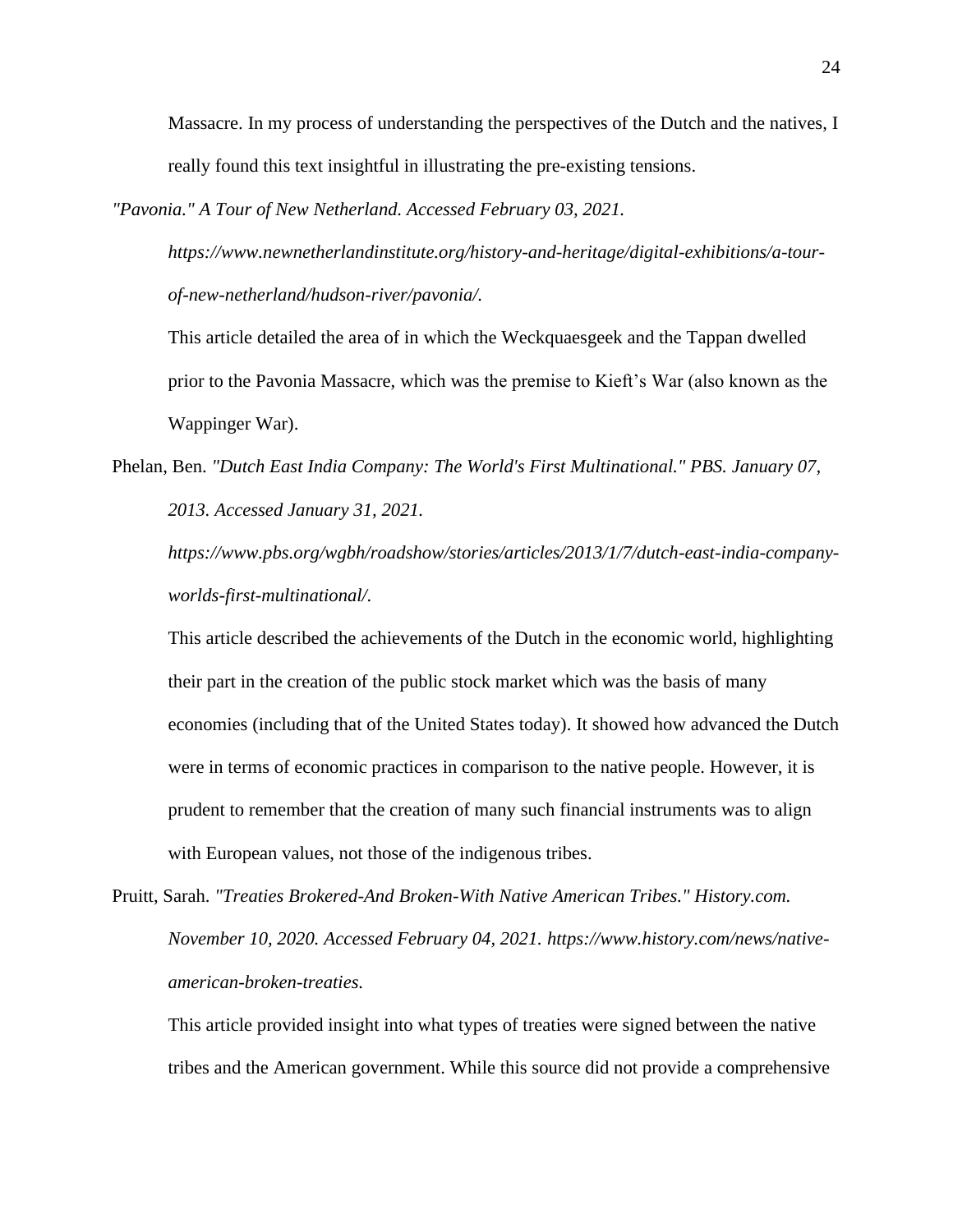Massacre. In my process of understanding the perspectives of the Dutch and the natives, I really found this text insightful in illustrating the pre-existing tensions.

*"Pavonia." A Tour of New Netherland. Accessed February 03, 2021. https://www.newnetherlandinstitute.org/history-and-heritage/digital-exhibitions/a-tour-of-new-netherland/hudson-river/pavonia/.*

This article detailed the area of in which the Weckquaesgeek and the Tappan dwelled prior to the Pavonia Massacre, which was the premise to Kieft's War (also known as the Wappinger War).

Phelan, Ben. *"Dutch East India Company: The World's First Multinational." PBS. January 07, 2013. Accessed January 31, 2021. https://www.pbs.org/wgbh/roadshow/stories/articles/2013/1/7/dutch-east-india-company-worlds-first-multinational/.*

This article described the achievements of the Dutch in the economic world, highlighting their part in the creation of the public stock market which was the basis of many economies (including that of the United States today). It showed how advanced the Dutch were in terms of economic practices in comparison to the native people. However, it is prudent to remember that the creation of many such financial instruments was to align with European values, not those of the indigenous tribes.

Pruitt, Sarah. *"Treaties Brokered-And Broken-With Native American Tribes." History.com. November 10, 2020. Accessed February 04, 2021. https://www.history.com/news/native-american-broken-treaties.*

This article provided insight into what types of treaties were signed between the native tribes and the American government. While this source did not provide a comprehensive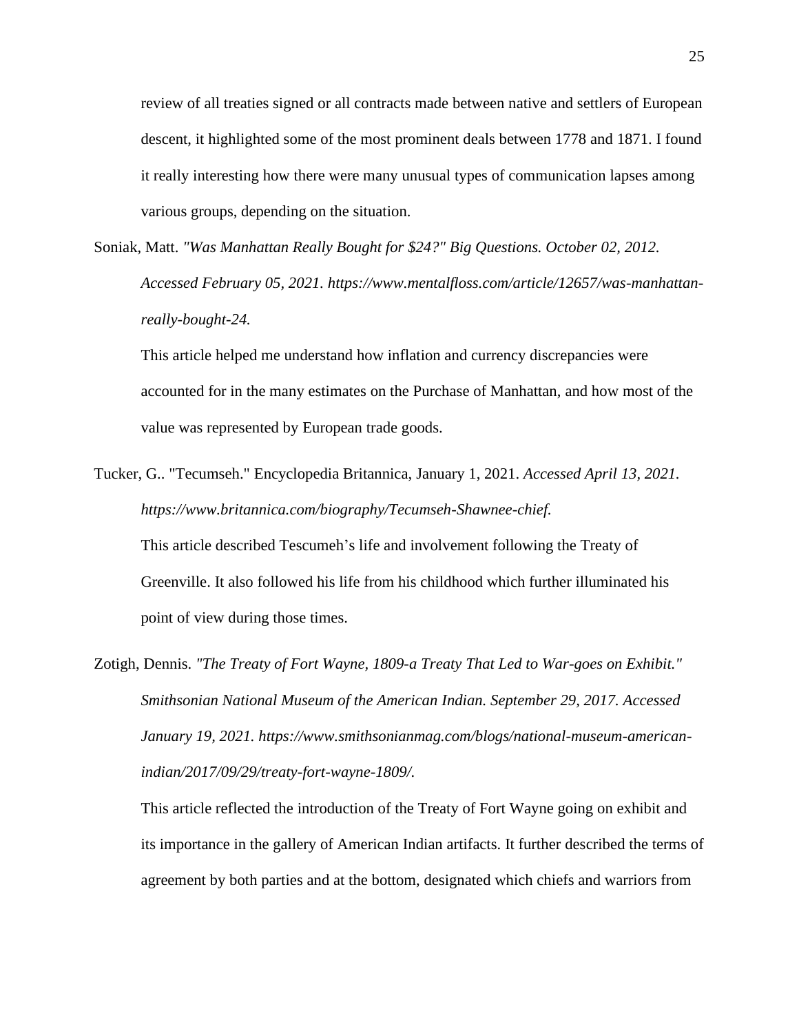review of all treaties signed or all contracts made between native and settlers of European descent, it highlighted some of the most prominent deals between 1778 and 1871. I found it really interesting how there were many unusual types of communication lapses among various groups, depending on the situation.

Soniak, Matt. *"Was Manhattan Really Bought for $24?" Big Questions. October 02, 2012. Accessed February 05, 2021. https://www.mentalfloss.com/article/12657/was-manhattan-really-bought-24.*

This article helped me understand how inflation and currency discrepancies were accounted for in the many estimates on the Purchase of Manhattan, and how most of the value was represented by European trade goods.

Tucker, G.. "Tecumseh." Encyclopedia Britannica, January 1, 2021. *Accessed April 13, 2021. https://www.britannica.com/biography/Tecumseh-Shawnee-chief.*

This article described Tescumeh's life and involvement following the Treaty of Greenville. It also followed his life from his childhood which further illuminated his point of view during those times.

Zotigh, Dennis. *"The Treaty of Fort Wayne, 1809-a Treaty That Led to War-goes on Exhibit." Smithsonian National Museum of the American Indian. September 29, 2017. Accessed January 19, 2021. https://www.smithsonianmag.com/blogs/national-museum-american-indian/2017/09/29/treaty-fort-wayne-1809/.*

This article reflected the introduction of the Treaty of Fort Wayne going on exhibit and its importance in the gallery of American Indian artifacts. It further described the terms of agreement by both parties and at the bottom, designated which chiefs and warriors from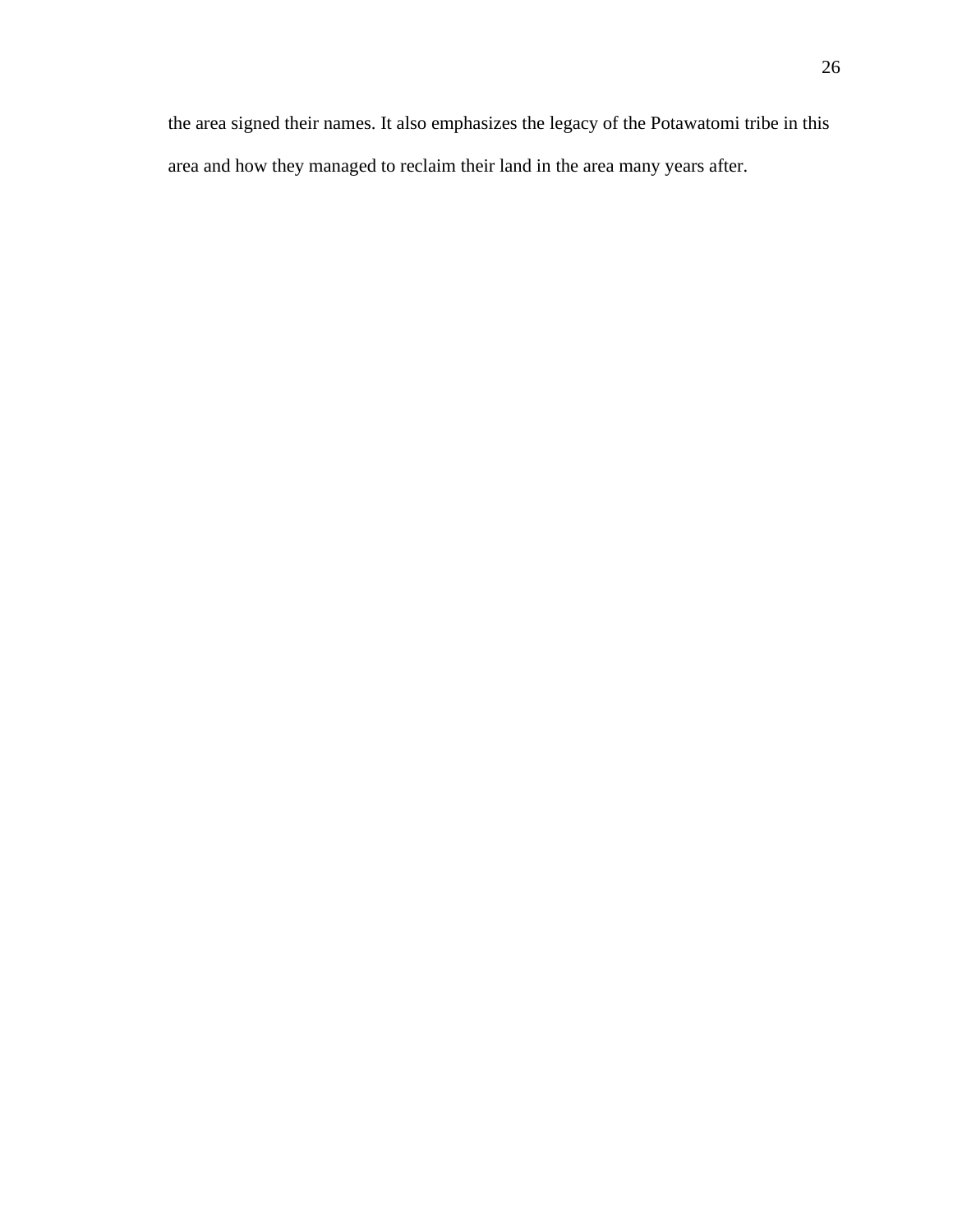the area signed their names. It also emphasizes the legacy of the Potawatomi tribe in this area and how they managed to reclaim their land in the area many years after.